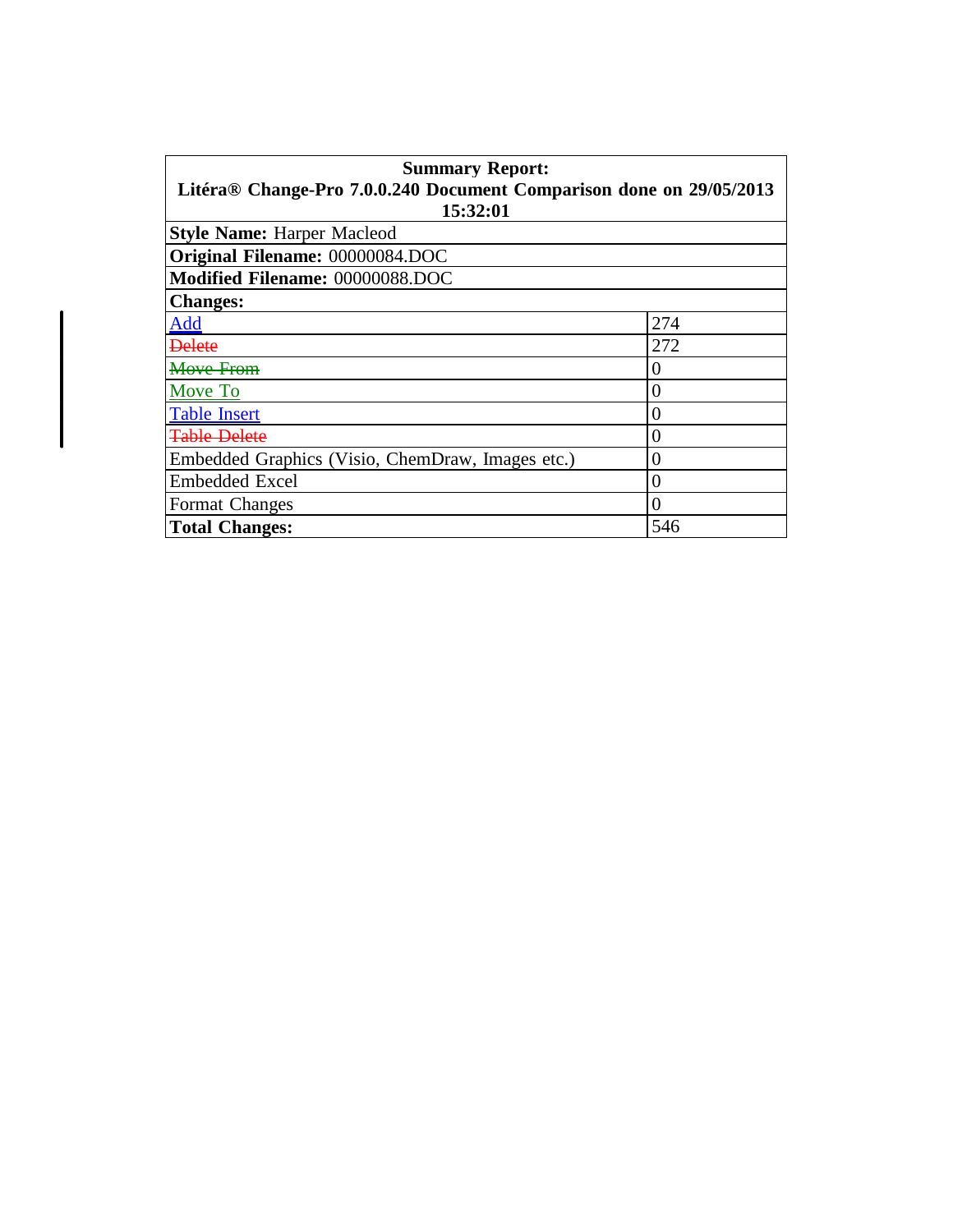| **Summary Report:** Litéra® Change-Pro 7.0.0.240 Document Comparison done on 29/05/2013 15:32:01 | |
|---|---|
| **Style Name:** Harper Macleod | |
| **Original Filename:** 00000084.DOC | |
| **Modified Filename:** 00000088.DOC | |
| **Changes:** | |
| Add | 274 |
| ~~Delete~~ | 272 |
| ~~Move From~~ | 0 |
| Move To | 0 |
| Table Insert | 0 |
| ~~Table Delete~~ | 0 |
| Embedded Graphics (Visio, ChemDraw, Images etc.) | 0 |
| Embedded Excel | 0 |
| Format Changes | 0 |
| **Total Changes:** | 546 |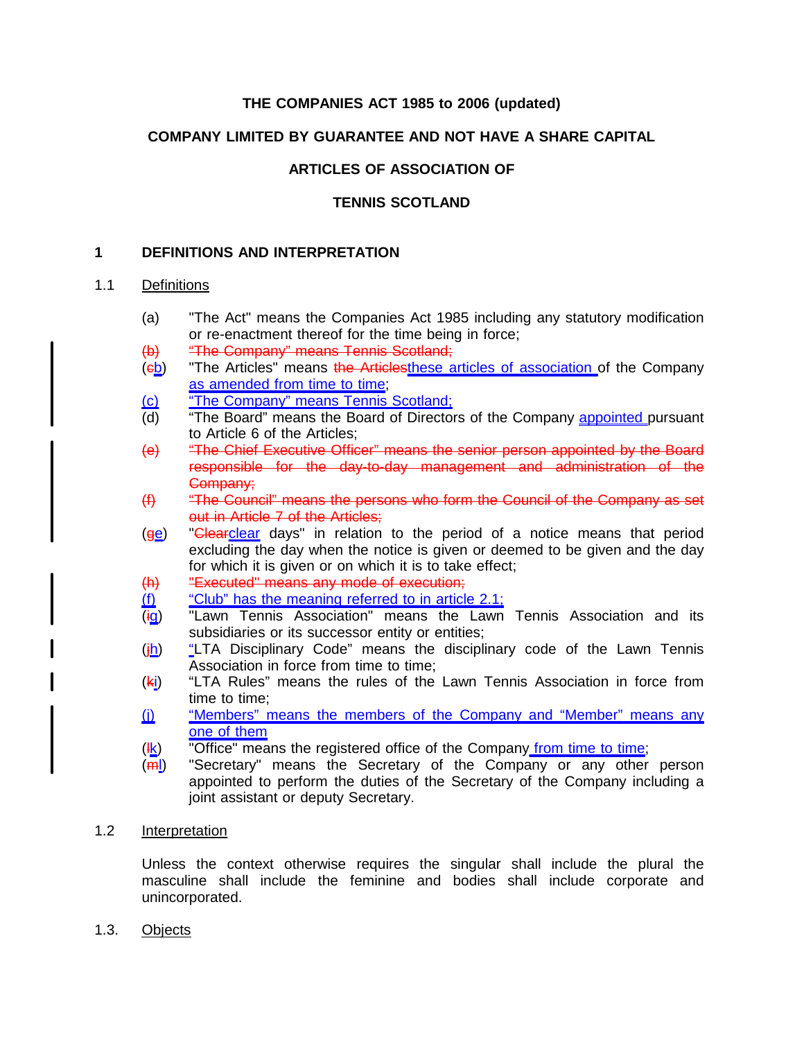**THE COMPANIES ACT 1985 to 2006 (updated)**

**COMPANY LIMITED BY GUARANTEE AND NOT HAVE A SHARE CAPITAL**

**ARTICLES OF ASSOCIATION OF**

**TENNIS SCOTLAND**

## 1 DEFINITIONS AND INTERPRETATION

### 1.1 Definitions

(a) "The Act" means the Companies Act 1985 including any statutory modification or re-enactment thereof for the time being in force;

~~(b) "The Company" means Tennis Scotland;~~

(~~c~~b) "The Articles" means ~~the Articles~~these articles of association of the Company as amended from time to time;

(c) "The Company" means Tennis Scotland;

(d) "The Board" means the Board of Directors of the Company appointed pursuant to Article 6 of the Articles;

~~(e) "The Chief Executive Officer" means the senior person appointed by the Board responsible for the day-to-day management and administration of the Company;~~

~~(f) "The Council" means the persons who form the Council of the Company as set out in Article 7 of the Articles;~~

(~~g~~e) "~~Clear~~clear days" in relation to the period of a notice means that period excluding the day when the notice is given or deemed to be given and the day for which it is given or on which it is to take effect;

~~(h) "Executed" means any mode of execution;~~

(f) "Club" has the meaning referred to in article 2.1;

(~~i~~g) "Lawn Tennis Association" means the Lawn Tennis Association and its subsidiaries or its successor entity or entities;

(~~j~~h) "LTA Disciplinary Code" means the disciplinary code of the Lawn Tennis Association in force from time to time;

(~~k~~i) "LTA Rules" means the rules of the Lawn Tennis Association in force from time to time;

(j) "Members" means the members of the Company and "Member" means any one of them

(~~l~~k) "Office" means the registered office of the Company from time to time;

(~~m~~l) "Secretary" means the Secretary of the Company or any other person appointed to perform the duties of the Secretary of the Company including a joint assistant or deputy Secretary.

### 1.2 Interpretation

Unless the context otherwise requires the singular shall include the plural the masculine shall include the feminine and bodies shall include corporate and unincorporated.

### 1.3. Objects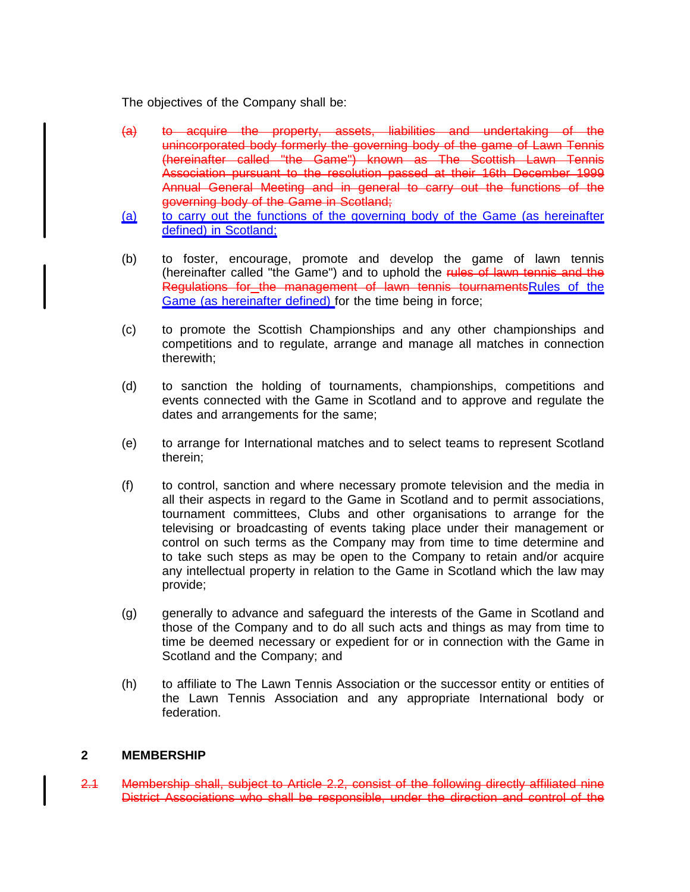The objectives of the Company shall be:

~~(a) to acquire the property, assets, liabilities and undertaking of the unincorporated body formerly the governing body of the game of Lawn Tennis (hereinafter called "the Game") known as The Scottish Lawn Tennis Association pursuant to the resolution passed at their 16th December 1999 Annual General Meeting and in general to carry out the functions of the governing body of the Game in Scotland;~~

(a) to carry out the functions of the governing body of the Game (as hereinafter defined) in Scotland;

(b) to foster, encourage, promote and develop the game of lawn tennis (hereinafter called "the Game") and to uphold the ~~rules of lawn tennis and the Regulations for the management of lawn tennis tournaments~~Rules of the Game (as hereinafter defined) for the time being in force;

(c) to promote the Scottish Championships and any other championships and competitions and to regulate, arrange and manage all matches in connection therewith;

(d) to sanction the holding of tournaments, championships, competitions and events connected with the Game in Scotland and to approve and regulate the dates and arrangements for the same;

(e) to arrange for International matches and to select teams to represent Scotland therein;

(f) to control, sanction and where necessary promote television and the media in all their aspects in regard to the Game in Scotland and to permit associations, tournament committees, Clubs and other organisations to arrange for the televising or broadcasting of events taking place under their management or control on such terms as the Company may from time to time determine and to take such steps as may be open to the Company to retain and/or acquire any intellectual property in relation to the Game in Scotland which the law may provide;

(g) generally to advance and safeguard the interests of the Game in Scotland and those of the Company and to do all such acts and things as may from time to time be deemed necessary or expedient for or in connection with the Game in Scotland and the Company; and

(h) to affiliate to The Lawn Tennis Association or the successor entity or entities of the Lawn Tennis Association and any appropriate International body or federation.

## 2 MEMBERSHIP

~~2.1 Membership shall, subject to Article 2.2, consist of the following directly affiliated nine District Associations who shall be responsible, under the direction and control of the~~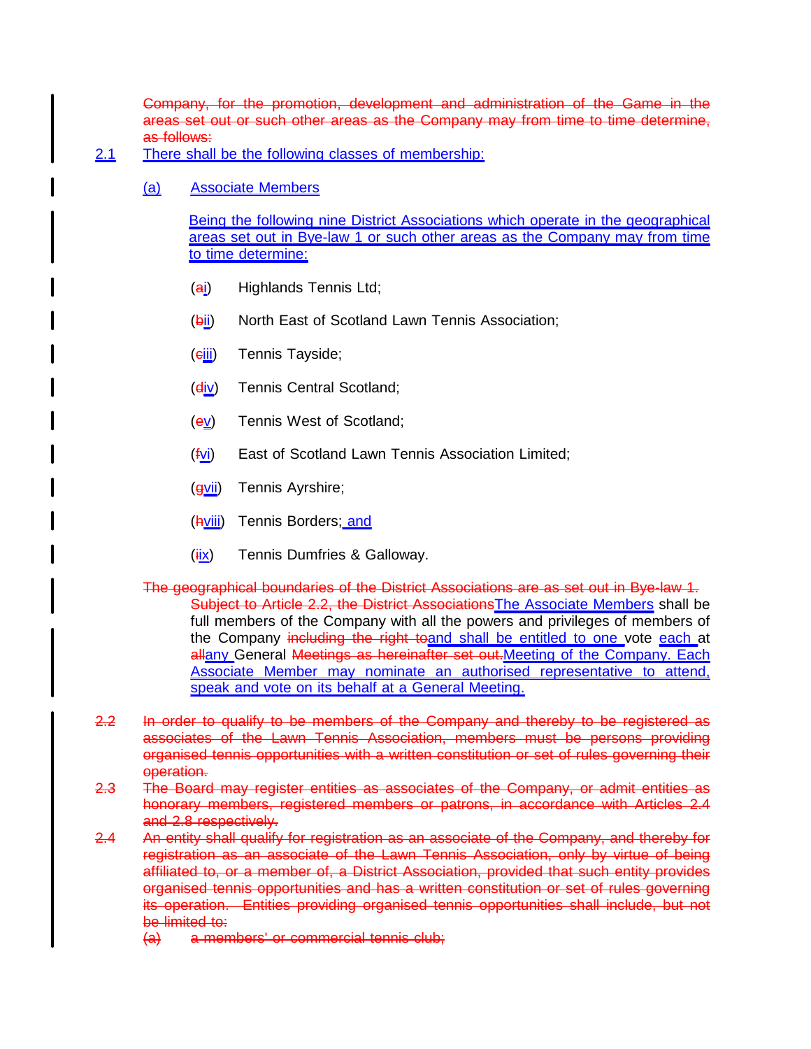~~Company, for the promotion, development and administration of the Game in the areas set out or such other areas as the Company may from time to time determine, as follows:~~

2.1 There shall be the following classes of membership:

(a) Associate Members

Being the following nine District Associations which operate in the geographical areas set out in Bye-law 1 or such other areas as the Company may from time to time determine:

(~~a~~i) Highlands Tennis Ltd;

(~~b~~ii) North East of Scotland Lawn Tennis Association;

(~~c~~iii) Tennis Tayside;

(~~d~~iv) Tennis Central Scotland;

(~~e~~v) Tennis West of Scotland;

(~~f~~vi) East of Scotland Lawn Tennis Association Limited;

(~~g~~vii) Tennis Ayrshire;

(~~h~~viii) Tennis Borders; and

(~~i~~ix) Tennis Dumfries & Galloway.

~~The geographical boundaries of the District Associations are as set out in Bye-law 1. Subject to Article 2.2, the District Associations~~The Associate Members shall be full members of the Company with all the powers and privileges of members of the Company ~~including the right to~~and shall be entitled to one vote each at ~~all~~any General ~~Meetings as hereinafter set out.~~Meeting of the Company. Each Associate Member may nominate an authorised representative to attend, speak and vote on its behalf at a General Meeting.

~~2.2 In order to qualify to be members of the Company and thereby to be registered as associates of the Lawn Tennis Association, members must be persons providing organised tennis opportunities with a written constitution or set of rules governing their operation.~~

~~2.3 The Board may register entities as associates of the Company, or admit entities as honorary members, registered members or patrons, in accordance with Articles 2.4 and 2.8 respectively.~~

~~2.4 An entity shall qualify for registration as an associate of the Company, and thereby for registration as an associate of the Lawn Tennis Association, only by virtue of being affiliated to, or a member of, a District Association, provided that such entity provides organised tennis opportunities and has a written constitution or set of rules governing its operation. Entities providing organised tennis opportunities shall include, but not be limited to:~~

~~(a) a members' or commercial tennis club;~~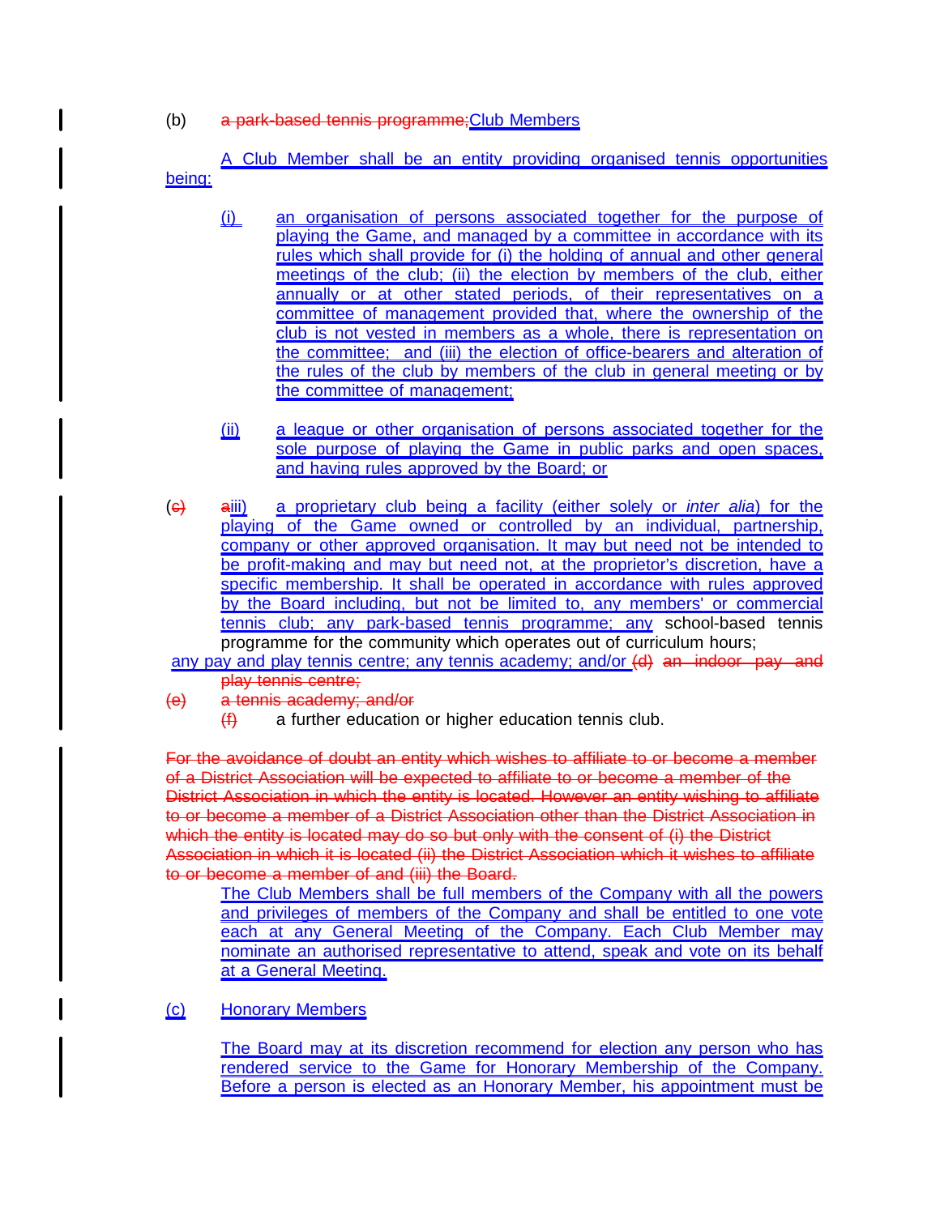(b) ~~a park-based tennis programme;~~Club Members

A Club Member shall be an entity providing organised tennis opportunities being:

(i) an organisation of persons associated together for the purpose of playing the Game, and managed by a committee in accordance with its rules which shall provide for (i) the holding of annual and other general meetings of the club; (ii) the election by members of the club, either annually or at other stated periods, of their representatives on a committee of management provided that, where the ownership of the club is not vested in members as a whole, there is representation on the committee; and (iii) the election of office-bearers and alteration of the rules of the club by members of the club in general meeting or by the committee of management;

(ii) a league or other organisation of persons associated together for the sole purpose of playing the Game in public parks and open spaces, and having rules approved by the Board; or

(~~c~~) ~~a~~iii) a proprietary club being a facility (either solely or *inter alia*) for the playing of the Game owned or controlled by an individual, partnership, company or other approved organisation. It may but need not be intended to be profit-making and may but need not, at the proprietor's discretion, have a specific membership. It shall be operated in accordance with rules approved by the Board including, but not be limited to, any members' or commercial tennis club; any park-based tennis programme; any school-based tennis programme for the community which operates out of curriculum hours;
any pay and play tennis centre; any tennis academy; and/or ~~(d) an indoor pay and play tennis centre;~~

~~(e) a tennis academy; and/or~~

~~(f)~~ a further education or higher education tennis club.

~~For the avoidance of doubt an entity which wishes to affiliate to or become a member of a District Association will be expected to affiliate to or become a member of the District Association in which the entity is located. However an entity wishing to affiliate to or become a member of a District Association other than the District Association in which the entity is located may do so but only with the consent of (i) the District Association in which it is located (ii) the District Association which it wishes to affiliate to or become a member of and (iii) the Board.~~

The Club Members shall be full members of the Company with all the powers and privileges of members of the Company and shall be entitled to one vote each at any General Meeting of the Company. Each Club Member may nominate an authorised representative to attend, speak and vote on its behalf at a General Meeting.

(c) Honorary Members

The Board may at its discretion recommend for election any person who has rendered service to the Game for Honorary Membership of the Company. Before a person is elected as an Honorary Member, his appointment must be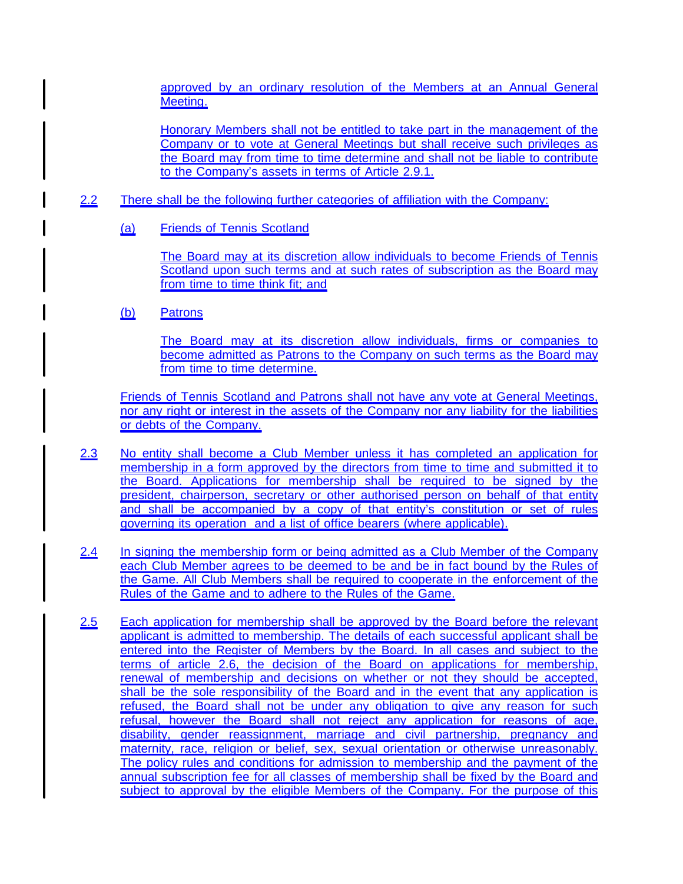approved by an ordinary resolution of the Members at an Annual General Meeting.

Honorary Members shall not be entitled to take part in the management of the Company or to vote at General Meetings but shall receive such privileges as the Board may from time to time determine and shall not be liable to contribute to the Company's assets in terms of Article 2.9.1.

2.2 There shall be the following further categories of affiliation with the Company:

(a) Friends of Tennis Scotland

The Board may at its discretion allow individuals to become Friends of Tennis Scotland upon such terms and at such rates of subscription as the Board may from time to time think fit; and

(b) Patrons

The Board may at its discretion allow individuals, firms or companies to become admitted as Patrons to the Company on such terms as the Board may from time to time determine.

Friends of Tennis Scotland and Patrons shall not have any vote at General Meetings, nor any right or interest in the assets of the Company nor any liability for the liabilities or debts of the Company.

2.3 No entity shall become a Club Member unless it has completed an application for membership in a form approved by the directors from time to time and submitted it to the Board. Applications for membership shall be required to be signed by the president, chairperson, secretary or other authorised person on behalf of that entity and shall be accompanied by a copy of that entity's constitution or set of rules governing its operation and a list of office bearers (where applicable).

2.4 In signing the membership form or being admitted as a Club Member of the Company each Club Member agrees to be deemed to be and be in fact bound by the Rules of the Game. All Club Members shall be required to cooperate in the enforcement of the Rules of the Game and to adhere to the Rules of the Game.

2.5 Each application for membership shall be approved by the Board before the relevant applicant is admitted to membership. The details of each successful applicant shall be entered into the Register of Members by the Board. In all cases and subject to the terms of article 2.6, the decision of the Board on applications for membership, renewal of membership and decisions on whether or not they should be accepted, shall be the sole responsibility of the Board and in the event that any application is refused, the Board shall not be under any obligation to give any reason for such refusal, however the Board shall not reject any application for reasons of age, disability, gender reassignment, marriage and civil partnership, pregnancy and maternity, race, religion or belief, sex, sexual orientation or otherwise unreasonably. The policy rules and conditions for admission to membership and the payment of the annual subscription fee for all classes of membership shall be fixed by the Board and subject to approval by the eligible Members of the Company. For the purpose of this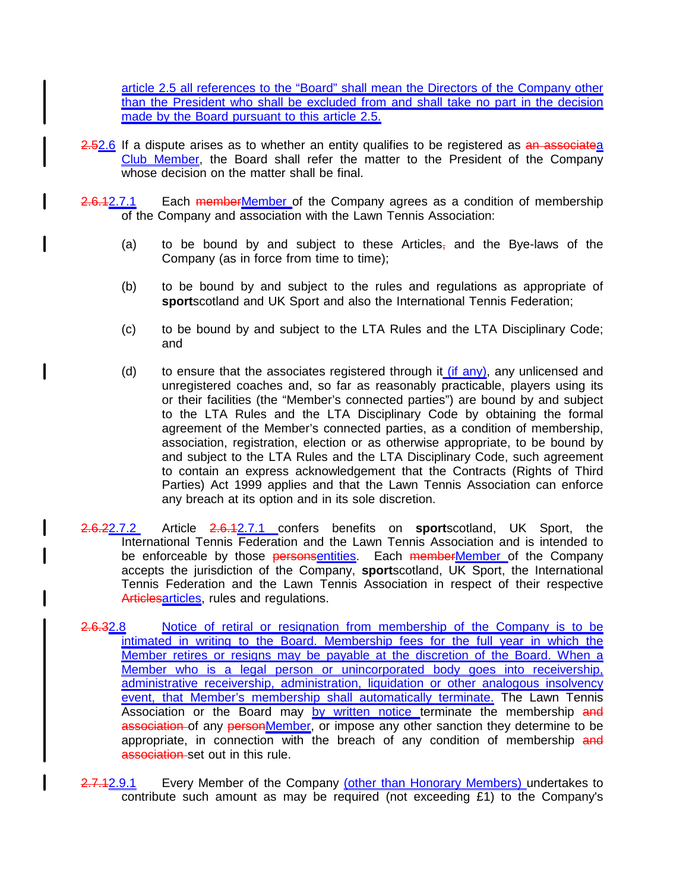article 2.5 all references to the "Board" shall mean the Directors of the Company other than the President who shall be excluded from and shall take no part in the decision made by the Board pursuant to this article 2.5.

~~2.5~~2.6 If a dispute arises as to whether an entity qualifies to be registered as ~~an associate~~a Club Member, the Board shall refer the matter to the President of the Company whose decision on the matter shall be final.

~~2.6.1~~2.7.1 Each ~~member~~Member of the Company agrees as a condition of membership of the Company and association with the Lawn Tennis Association:

(a) to be bound by and subject to these Articles~~,~~ and the Bye-laws of the Company (as in force from time to time);

(b) to be bound by and subject to the rules and regulations as appropriate of **sport**scotland and UK Sport and also the International Tennis Federation;

(c) to be bound by and subject to the LTA Rules and the LTA Disciplinary Code; and

(d) to ensure that the associates registered through it (if any), any unlicensed and unregistered coaches and, so far as reasonably practicable, players using its or their facilities (the "Member's connected parties") are bound by and subject to the LTA Rules and the LTA Disciplinary Code by obtaining the formal agreement of the Member's connected parties, as a condition of membership, association, registration, election or as otherwise appropriate, to be bound by and subject to the LTA Rules and the LTA Disciplinary Code, such agreement to contain an express acknowledgement that the Contracts (Rights of Third Parties) Act 1999 applies and that the Lawn Tennis Association can enforce any breach at its option and in its sole discretion.

~~2.6.2~~2.7.2 Article ~~2.6.1~~2.7.1 confers benefits on **sport**scotland, UK Sport, the International Tennis Federation and the Lawn Tennis Association and is intended to be enforceable by those ~~persons~~entities. Each ~~member~~Member of the Company accepts the jurisdiction of the Company, **sport**scotland, UK Sport, the International Tennis Federation and the Lawn Tennis Association in respect of their respective ~~Articles~~articles, rules and regulations.

~~2.6.3~~2.8 Notice of retiral or resignation from membership of the Company is to be intimated in writing to the Board. Membership fees for the full year in which the Member retires or resigns may be payable at the discretion of the Board. When a Member who is a legal person or unincorporated body goes into receivership, administrative receivership, administration, liquidation or other analogous insolvency event, that Member's membership shall automatically terminate. The Lawn Tennis Association or the Board may by written notice terminate the membership ~~and association~~ of any ~~person~~Member, or impose any other sanction they determine to be appropriate, in connection with the breach of any condition of membership ~~and association~~ set out in this rule.

~~2.7.1~~2.9.1 Every Member of the Company (other than Honorary Members) undertakes to contribute such amount as may be required (not exceeding £1) to the Company's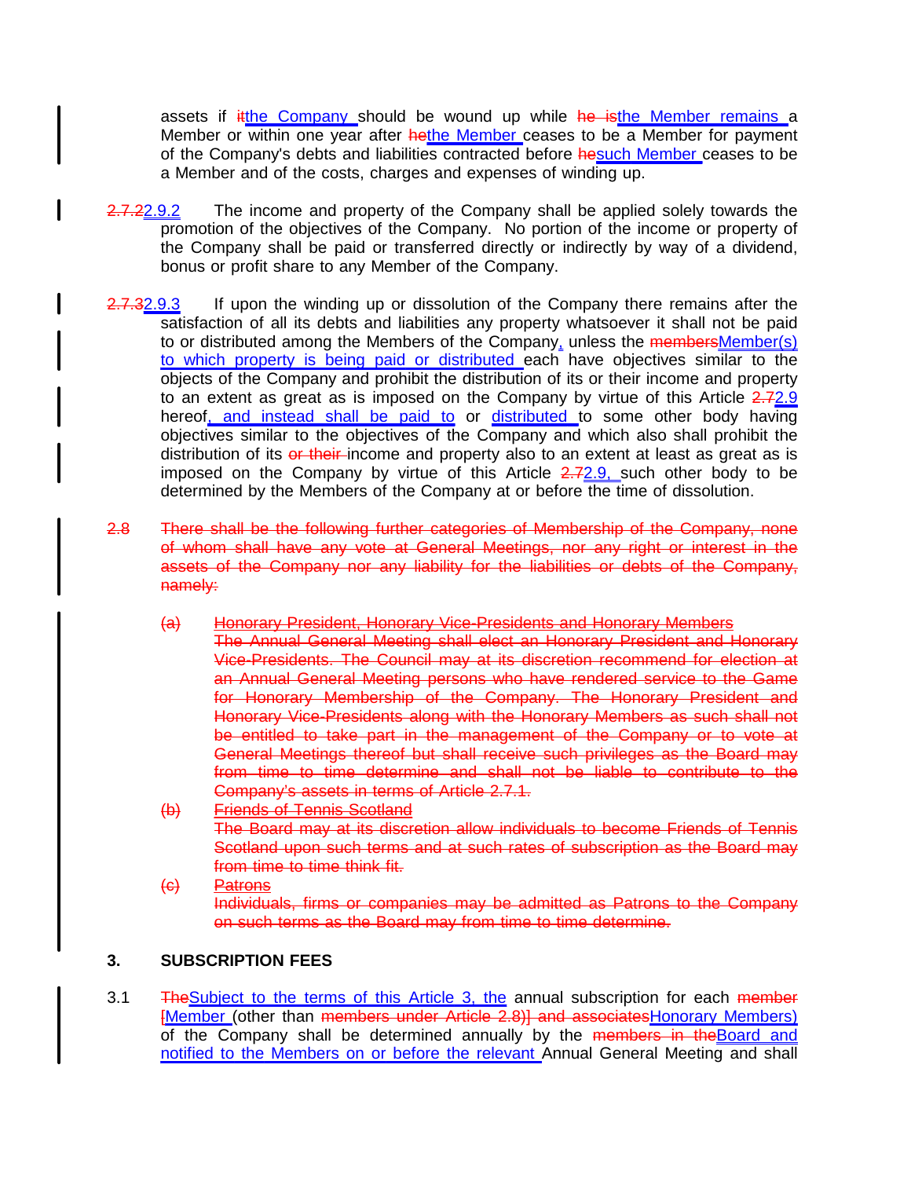assets if ~~it~~the Company should be wound up while ~~he is~~the Member remains a Member or within one year after ~~he~~the Member ceases to be a Member for payment of the Company's debts and liabilities contracted before ~~he~~such Member ceases to be a Member and of the costs, charges and expenses of winding up.

~~2.7.2~~2.9.2 The income and property of the Company shall be applied solely towards the promotion of the objectives of the Company. No portion of the income or property of the Company shall be paid or transferred directly or indirectly by way of a dividend, bonus or profit share to any Member of the Company.

~~2.7.3~~2.9.3 If upon the winding up or dissolution of the Company there remains after the satisfaction of all its debts and liabilities any property whatsoever it shall not be paid to or distributed among the Members of the Company, unless the ~~members~~Member(s) to which property is being paid or distributed each have objectives similar to the objects of the Company and prohibit the distribution of its or their income and property to an extent as great as is imposed on the Company by virtue of this Article ~~2.7~~2.9 hereof, and instead shall be paid to or distributed to some other body having objectives similar to the objectives of the Company and which also shall prohibit the distribution of its ~~or their~~ income and property also to an extent at least as great as is imposed on the Company by virtue of this Article ~~2.7~~2.9, such other body to be determined by the Members of the Company at or before the time of dissolution.

~~2.8 There shall be the following further categories of Membership of the Company, none of whom shall have any vote at General Meetings, nor any right or interest in the assets of the Company nor any liability for the liabilities or debts of the Company, namely:~~

~~(a) Honorary President, Honorary Vice-Presidents and Honorary Members~~
~~The Annual General Meeting shall elect an Honorary President and Honorary Vice-Presidents. The Council may at its discretion recommend for election at an Annual General Meeting persons who have rendered service to the Game for Honorary Membership of the Company. The Honorary President and Honorary Vice-Presidents along with the Honorary Members as such shall not be entitled to take part in the management of the Company or to vote at General Meetings thereof but shall receive such privileges as the Board may from time to time determine and shall not be liable to contribute to the Company's assets in terms of Article 2.7.1.~~

~~(b) Friends of Tennis Scotland~~
~~The Board may at its discretion allow individuals to become Friends of Tennis Scotland upon such terms and at such rates of subscription as the Board may from time to time think fit.~~

~~(c) Patrons~~
~~Individuals, firms or companies may be admitted as Patrons to the Company on such terms as the Board may from time to time determine.~~

## 3. SUBSCRIPTION FEES

3.1 ~~The~~Subject to the terms of this Article 3, the annual subscription for each ~~member~~ ~~[~~Member (other than ~~members under Article 2.8)] and associates~~Honorary Members) of the Company shall be determined annually by the ~~members in the~~Board and notified to the Members on or before the relevant Annual General Meeting and shall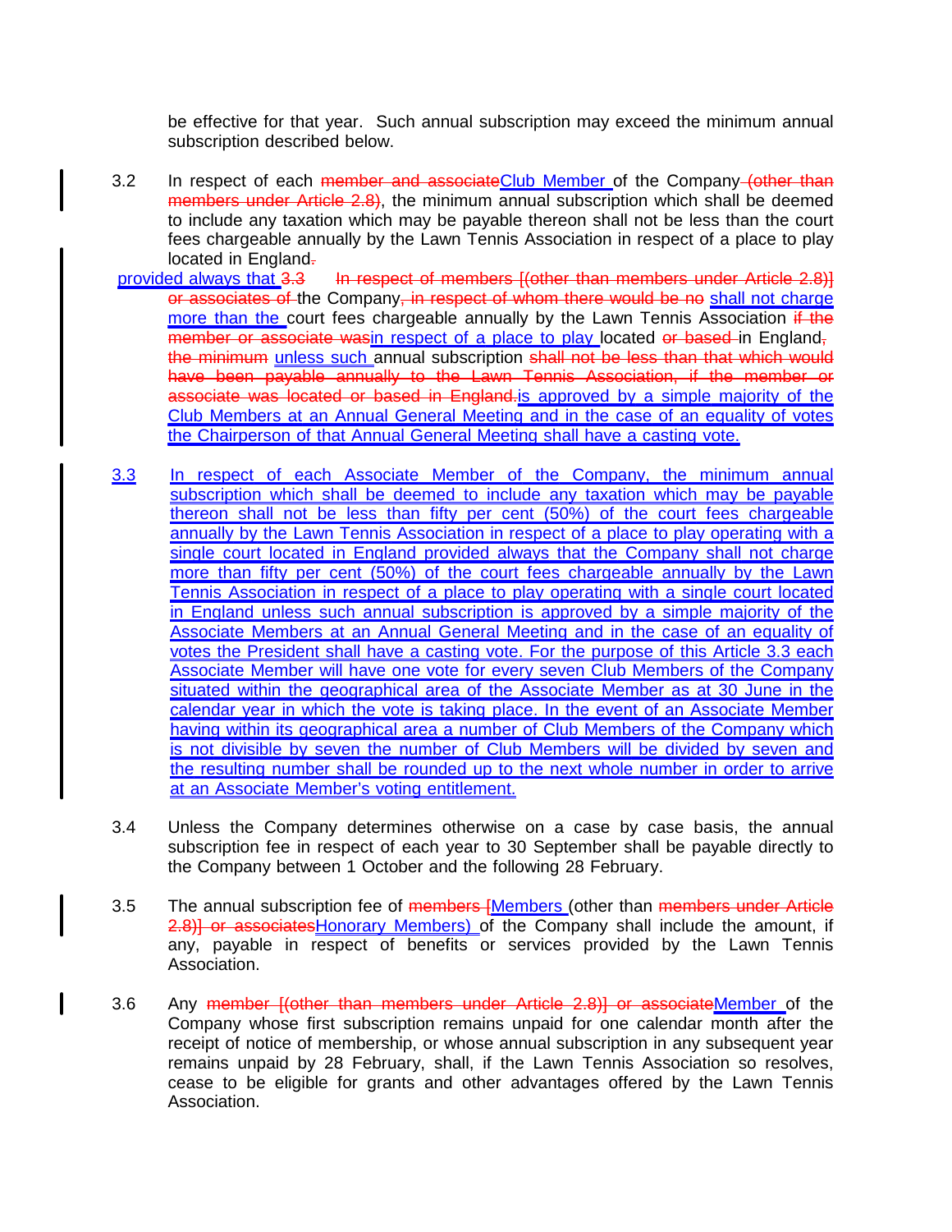be effective for that year. Such annual subscription may exceed the minimum annual subscription described below.

3.2 In respect of each ~~member and associate~~<u>Club Member</u> of the Company~~ (other than members under Article 2.8)~~, the minimum annual subscription which shall be deemed to include any taxation which may be payable thereon shall not be less than the court fees chargeable annually by the Lawn Tennis Association in respect of a place to play located in England~~.~~ <u>provided always that</u> ~~3.3 In respect of members [(other than members under Article 2.8)] or associates of~~ the Company~~, in respect of whom there would be no~~ <u>shall not charge more than the</u> court fees chargeable annually by the Lawn Tennis Association ~~if the member or associate was~~<u>in respect of a place to play</u> located ~~or based~~ in England~~,~~ ~~the minimum~~ <u>unless such</u> annual subscription ~~shall not be less than that which would have been payable annually to the Lawn Tennis Association, if the member or associate was located or based in England.~~<u>is approved by a simple majority of the Club Members at an Annual General Meeting and in the case of an equality of votes the Chairperson of that Annual General Meeting shall have a casting vote.</u>

<u>3.3 In respect of each Associate Member of the Company, the minimum annual subscription which shall be deemed to include any taxation which may be payable thereon shall not be less than fifty per cent (50%) of the court fees chargeable annually by the Lawn Tennis Association in respect of a place to play operating with a single court located in England provided always that the Company shall not charge more than fifty per cent (50%) of the court fees chargeable annually by the Lawn Tennis Association in respect of a place to play operating with a single court located in England unless such annual subscription is approved by a simple majority of the Associate Members at an Annual General Meeting and in the case of an equality of votes the President shall have a casting vote. For the purpose of this Article 3.3 each Associate Member will have one vote for every seven Club Members of the Company situated within the geographical area of the Associate Member as at 30 June in the calendar year in which the vote is taking place. In the event of an Associate Member having within its geographical area a number of Club Members of the Company which is not divisible by seven the number of Club Members will be divided by seven and the resulting number shall be rounded up to the next whole number in order to arrive at an Associate Member's voting entitlement.</u>

3.4 Unless the Company determines otherwise on a case by case basis, the annual subscription fee in respect of each year to 30 September shall be payable directly to the Company between 1 October and the following 28 February.

3.5 The annual subscription fee of ~~members [~~<u>Members</u> (other than ~~members under Article 2.8)] or associates~~<u>Honorary Members)</u> of the Company shall include the amount, if any, payable in respect of benefits or services provided by the Lawn Tennis Association.

3.6 Any ~~member [(other than members under Article 2.8)] or associate~~<u>Member</u> of the Company whose first subscription remains unpaid for one calendar month after the receipt of notice of membership, or whose annual subscription in any subsequent year remains unpaid by 28 February, shall, if the Lawn Tennis Association so resolves, cease to be eligible for grants and other advantages offered by the Lawn Tennis Association.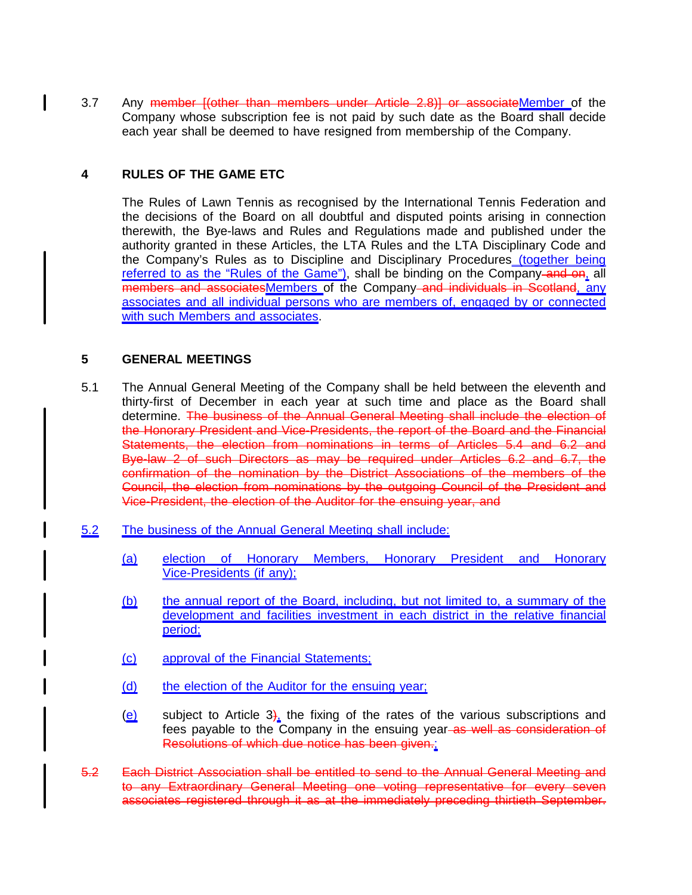3.7 Any ~~member [(other than members under Article 2.8)] or associate~~Member of the Company whose subscription fee is not paid by such date as the Board shall decide each year shall be deemed to have resigned from membership of the Company.

## 4 RULES OF THE GAME ETC

The Rules of Lawn Tennis as recognised by the International Tennis Federation and the decisions of the Board on all doubtful and disputed points arising in connection therewith, the Bye-laws and Rules and Regulations made and published under the authority granted in these Articles, the LTA Rules and the LTA Disciplinary Code and the Company's Rules as to Discipline and Disciplinary Procedures (together being referred to as the "Rules of the Game"), shall be binding on the Company ~~and on~~, all ~~members and associates~~Members of the Company ~~and individuals in Scotland~~, any associates and all individual persons who are members of, engaged by or connected with such Members and associates.

## 5 GENERAL MEETINGS

5.1 The Annual General Meeting of the Company shall be held between the eleventh and thirty-first of December in each year at such time and place as the Board shall determine. ~~The business of the Annual General Meeting shall include the election of the Honorary President and Vice-Presidents, the report of the Board and the Financial Statements, the election from nominations in terms of Articles 5.4 and 6.2 and Bye-law 2 of such Directors as may be required under Articles 6.2 and 6.7, the confirmation of the nomination by the District Associations of the members of the Council, the election from nominations by the outgoing Council of the President and Vice-President, the election of the Auditor for the ensuing year, and~~

5.2 The business of the Annual General Meeting shall include:

- (a) election of Honorary Members, Honorary President and Honorary Vice-Presidents (if any);
- (b) the annual report of the Board, including, but not limited to, a summary of the development and facilities investment in each district in the relative financial period;
- (c) approval of the Financial Statements;
- (d) the election of the Auditor for the ensuing year;
- (e) subject to Article 3~~)~~, the fixing of the rates of the various subscriptions and fees payable to the Company in the ensuing year ~~as well as consideration of Resolutions of which due notice has been given.~~;

~~5.2 Each District Association shall be entitled to send to the Annual General Meeting and to any Extraordinary General Meeting one voting representative for every seven associates registered through it as at the immediately preceding thirtieth September.~~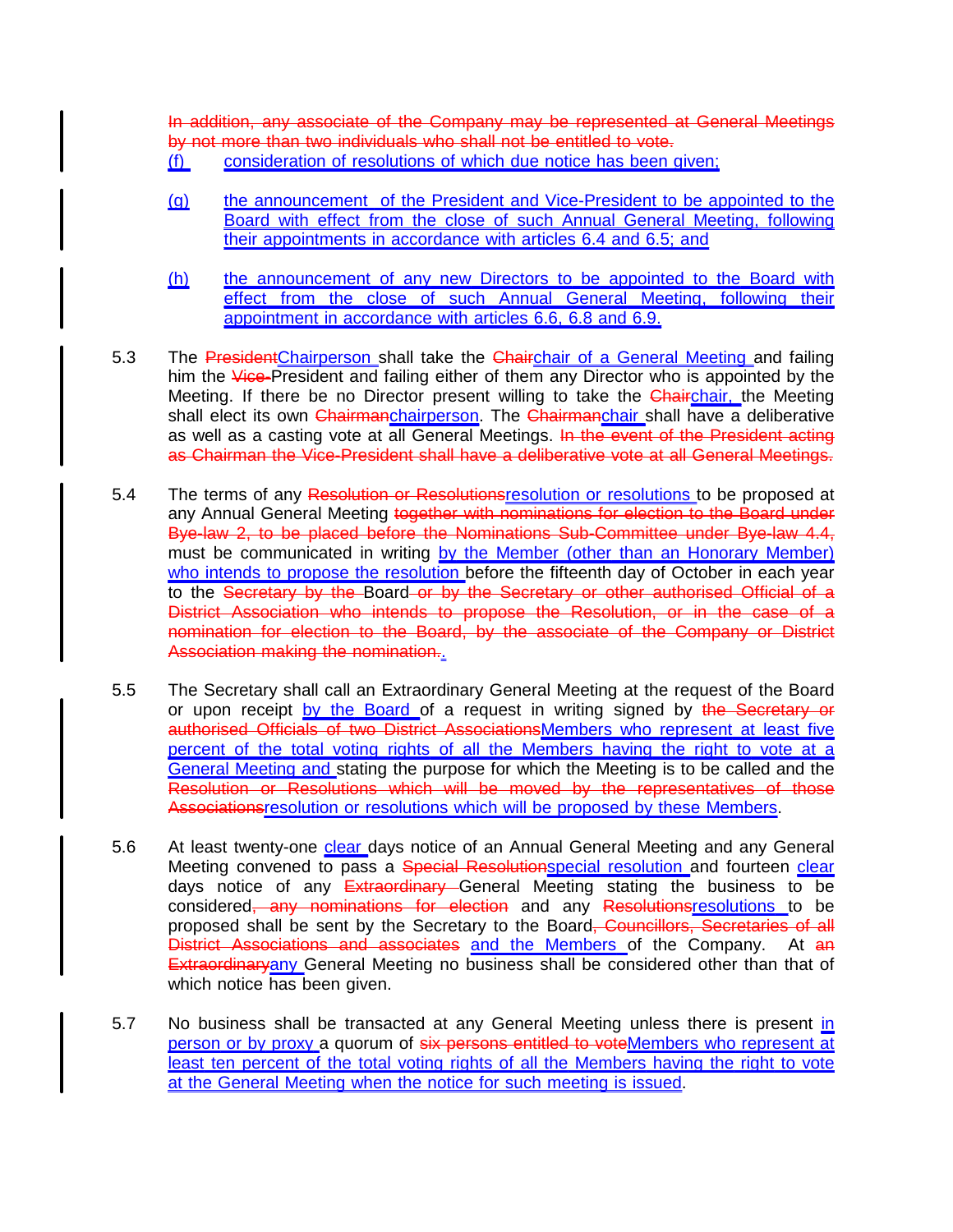~~In addition, any associate of the Company may be represented at General Meetings by not more than two individuals who shall not be entitled to vote.~~

(f) consideration of resolutions of which due notice has been given;

(g) the announcement of the President and Vice-President to be appointed to the Board with effect from the close of such Annual General Meeting, following their appointments in accordance with articles 6.4 and 6.5; and

(h) the announcement of any new Directors to be appointed to the Board with effect from the close of such Annual General Meeting, following their appointment in accordance with articles 6.6, 6.8 and 6.9.

5.3 The ~~President~~Chairperson shall take the ~~Chair~~chair of a General Meeting and failing him the ~~Vice-~~President and failing either of them any Director who is appointed by the Meeting. If there be no Director present willing to take the ~~Chair~~chair, the Meeting shall elect its own ~~Chairman~~chairperson. The ~~Chairman~~chair shall have a deliberative as well as a casting vote at all General Meetings. ~~In the event of the President acting as Chairman the Vice-President shall have a deliberative vote at all General Meetings.~~

5.4 The terms of any ~~Resolution or Resolutions~~resolution or resolutions to be proposed at any Annual General Meeting ~~together with nominations for election to the Board under Bye-law 2, to be placed before the Nominations Sub-Committee under Bye-law 4.4,~~ must be communicated in writing by the Member (other than an Honorary Member) who intends to propose the resolution before the fifteenth day of October in each year to the ~~Secretary by the~~ Board ~~or by the Secretary or other authorised Official of a District Association who intends to propose the Resolution, or in the case of a nomination for election to the Board, by the associate of the Company or District Association making the nomination.~~.

5.5 The Secretary shall call an Extraordinary General Meeting at the request of the Board or upon receipt by the Board of a request in writing signed by ~~the Secretary or authorised Officials of two District Associations~~Members who represent at least five percent of the total voting rights of all the Members having the right to vote at a General Meeting and stating the purpose for which the Meeting is to be called and the ~~Resolution or Resolutions which will be moved by the representatives of those Associations~~resolution or resolutions which will be proposed by these Members.

5.6 At least twenty-one clear days notice of an Annual General Meeting and any General Meeting convened to pass a ~~Special Resolution~~special resolution and fourteen clear days notice of any ~~Extraordinary~~ General Meeting stating the business to be considered~~, any nominations for election~~ and any ~~Resolutions~~resolutions to be proposed shall be sent by the Secretary to the Board~~, Councillors, Secretaries of all District Associations and associates~~ and the Members of the Company. At ~~an Extraordinary~~any General Meeting no business shall be considered other than that of which notice has been given.

5.7 No business shall be transacted at any General Meeting unless there is present in person or by proxy a quorum of ~~six persons entitled to vote~~Members who represent at least ten percent of the total voting rights of all the Members having the right to vote at the General Meeting when the notice for such meeting is issued.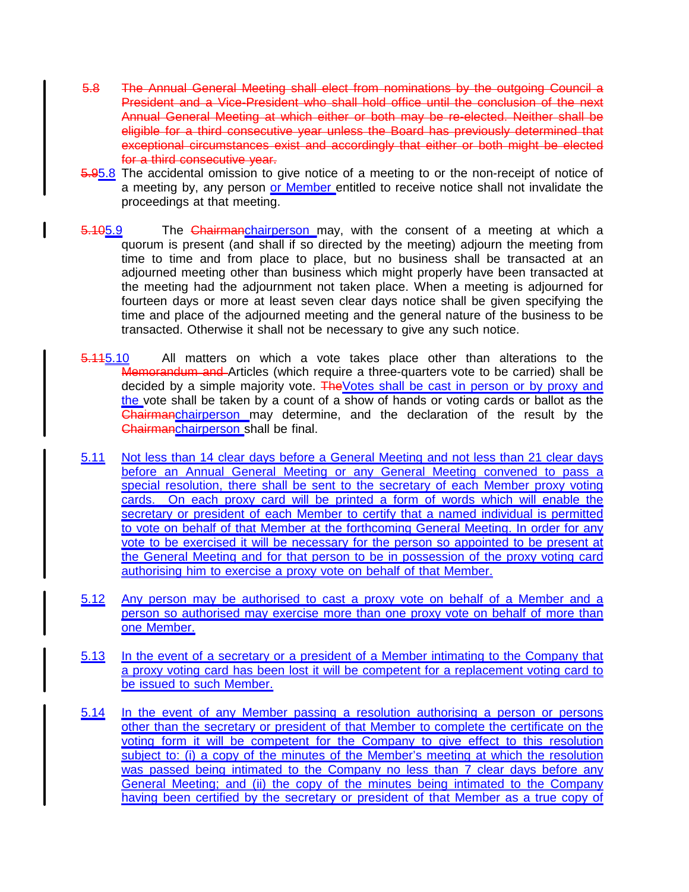~~5.8 The Annual General Meeting shall elect from nominations by the outgoing Council a President and a Vice-President who shall hold office until the conclusion of the next Annual General Meeting at which either or both may be re-elected. Neither shall be eligible for a third consecutive year unless the Board has previously determined that exceptional circumstances exist and accordingly that either or both might be elected for a third consecutive year.~~

~~5.9~~5.8 The accidental omission to give notice of a meeting to or the non-receipt of notice of a meeting by, any person or Member entitled to receive notice shall not invalidate the proceedings at that meeting.

~~5.10~~5.9 The ~~Chairman~~chairperson may, with the consent of a meeting at which a quorum is present (and shall if so directed by the meeting) adjourn the meeting from time to time and from place to place, but no business shall be transacted at an adjourned meeting other than business which might properly have been transacted at the meeting had the adjournment not taken place. When a meeting is adjourned for fourteen days or more at least seven clear days notice shall be given specifying the time and place of the adjourned meeting and the general nature of the business to be transacted. Otherwise it shall not be necessary to give any such notice.

~~5.11~~5.10 All matters on which a vote takes place other than alterations to the ~~Memorandum and~~ Articles (which require a three-quarters vote to be carried) shall be decided by a simple majority vote. ~~The~~Votes shall be cast in person or by proxy and the vote shall be taken by a count of a show of hands or voting cards or ballot as the ~~Chairman~~chairperson may determine, and the declaration of the result by the ~~Chairman~~chairperson shall be final.

5.11 Not less than 14 clear days before a General Meeting and not less than 21 clear days before an Annual General Meeting or any General Meeting convened to pass a special resolution, there shall be sent to the secretary of each Member proxy voting cards. On each proxy card will be printed a form of words which will enable the secretary or president of each Member to certify that a named individual is permitted to vote on behalf of that Member at the forthcoming General Meeting. In order for any vote to be exercised it will be necessary for the person so appointed to be present at the General Meeting and for that person to be in possession of the proxy voting card authorising him to exercise a proxy vote on behalf of that Member.

5.12 Any person may be authorised to cast a proxy vote on behalf of a Member and a person so authorised may exercise more than one proxy vote on behalf of more than one Member.

5.13 In the event of a secretary or a president of a Member intimating to the Company that a proxy voting card has been lost it will be competent for a replacement voting card to be issued to such Member.

5.14 In the event of any Member passing a resolution authorising a person or persons other than the secretary or president of that Member to complete the certificate on the voting form it will be competent for the Company to give effect to this resolution subject to: (i) a copy of the minutes of the Member's meeting at which the resolution was passed being intimated to the Company no less than 7 clear days before any General Meeting; and (ii) the copy of the minutes being intimated to the Company having been certified by the secretary or president of that Member as a true copy of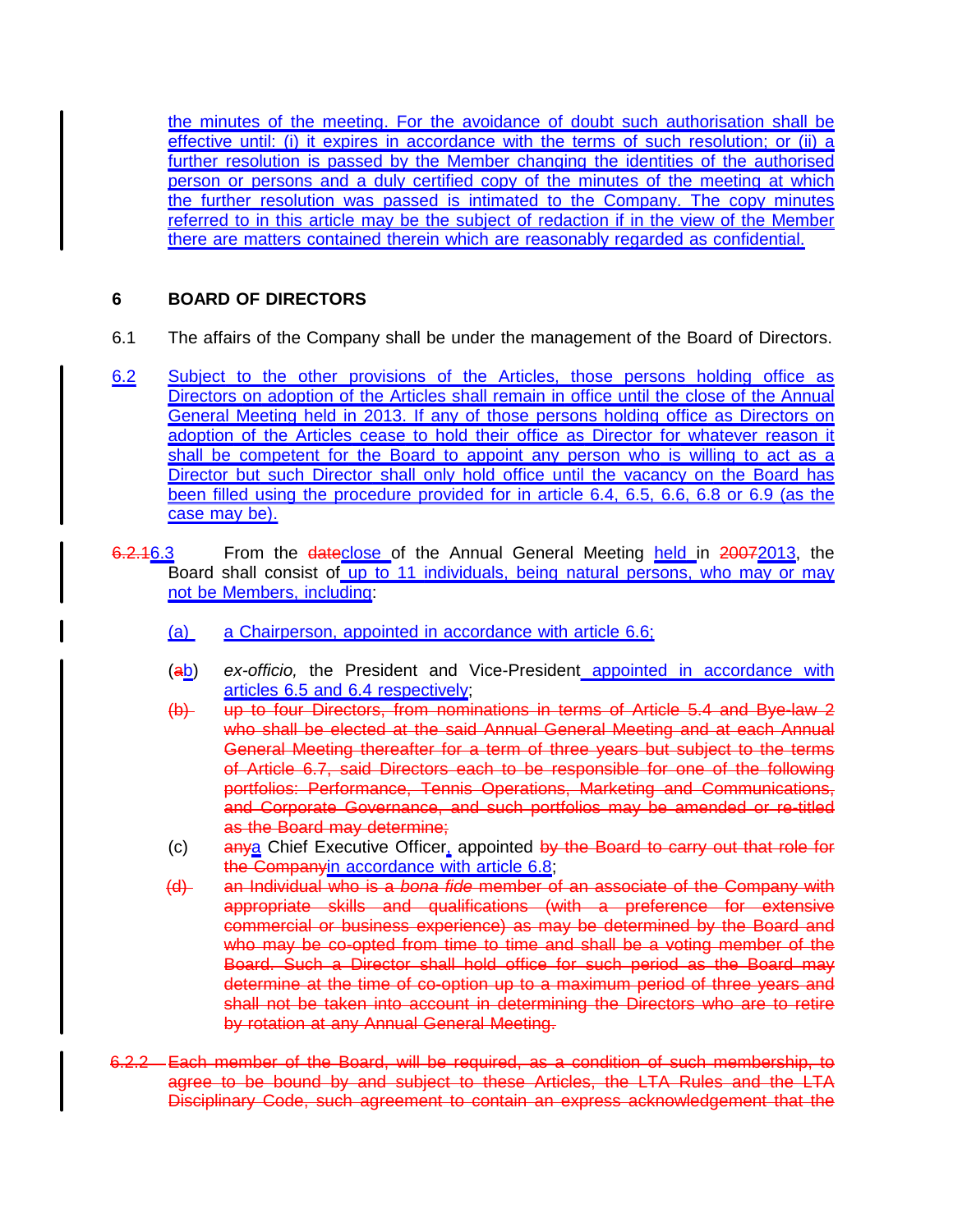the minutes of the meeting. For the avoidance of doubt such authorisation shall be effective until: (i) it expires in accordance with the terms of such resolution; or (ii) a further resolution is passed by the Member changing the identities of the authorised person or persons and a duly certified copy of the minutes of the meeting at which the further resolution was passed is intimated to the Company. The copy minutes referred to in this article may be the subject of redaction if in the view of the Member there are matters contained therein which are reasonably regarded as confidential.

## 6 BOARD OF DIRECTORS

6.1 The affairs of the Company shall be under the management of the Board of Directors.

6.2 Subject to the other provisions of the Articles, those persons holding office as Directors on adoption of the Articles shall remain in office until the close of the Annual General Meeting held in 2013. If any of those persons holding office as Directors on adoption of the Articles cease to hold their office as Director for whatever reason it shall be competent for the Board to appoint any person who is willing to act as a Director but such Director shall only hold office until the vacancy on the Board has been filled using the procedure provided for in article 6.4, 6.5, 6.6, 6.8 or 6.9 (as the case may be).

~~6.2.1~~6.3 From the ~~date~~close of the Annual General Meeting held in ~~2007~~2013, the Board shall consist of up to 11 individuals, being natural persons, who may or may not be Members, including:

(a) a Chairperson, appointed in accordance with article 6.6;

(~~a~~b) *ex-officio,* the President and Vice-President appointed in accordance with articles 6.5 and 6.4 respectively;

~~(b) up to four Directors, from nominations in terms of Article 5.4 and Bye-law 2 who shall be elected at the said Annual General Meeting and at each Annual General Meeting thereafter for a term of three years but subject to the terms of Article 6.7, said Directors each to be responsible for one of the following portfolios: Performance, Tennis Operations, Marketing and Communications, and Corporate Governance, and such portfolios may be amended or re-titled as the Board may determine;~~

(c) ~~any~~a Chief Executive Officer, appointed ~~by the Board to carry out that role for the Company~~in accordance with article 6.8;

~~(d) an Individual who is a *bona fide* member of an associate of the Company with appropriate skills and qualifications (with a preference for extensive commercial or business experience) as may be determined by the Board and who may be co-opted from time to time and shall be a voting member of the Board. Such a Director shall hold office for such period as the Board may determine at the time of co-option up to a maximum period of three years and shall not be taken into account in determining the Directors who are to retire by rotation at any Annual General Meeting.~~

~~6.2.2 Each member of the Board, will be required, as a condition of such membership, to agree to be bound by and subject to these Articles, the LTA Rules and the LTA Disciplinary Code, such agreement to contain an express acknowledgement that the~~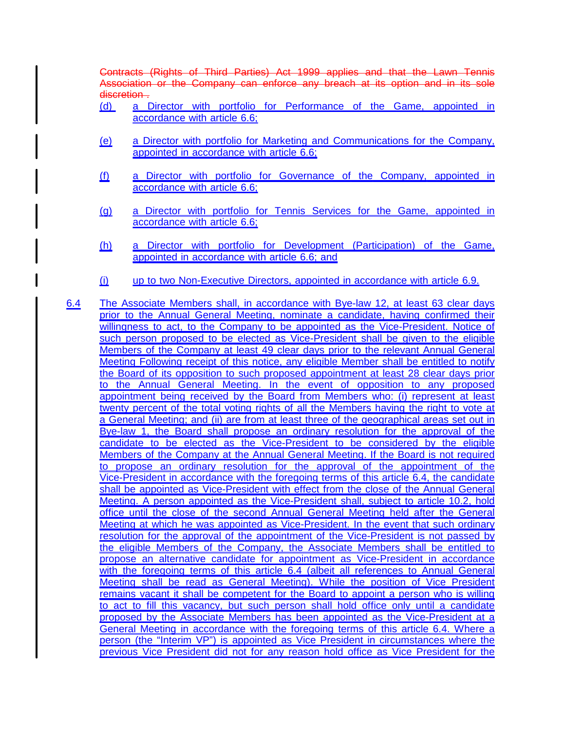~~Contracts (Rights of Third Parties) Act 1999 applies and that the Lawn Tennis Association or the Company can enforce any breach at its option and in its sole discretion .~~

(d) a Director with portfolio for Performance of the Game, appointed in accordance with article 6.6;

(e) a Director with portfolio for Marketing and Communications for the Company, appointed in accordance with article 6.6;

(f) a Director with portfolio for Governance of the Company, appointed in accordance with article 6.6;

(g) a Director with portfolio for Tennis Services for the Game, appointed in accordance with article 6.6;

(h) a Director with portfolio for Development (Participation) of the Game, appointed in accordance with article 6.6; and

(i) up to two Non-Executive Directors, appointed in accordance with article 6.9.

6.4 The Associate Members shall, in accordance with Bye-law 12, at least 63 clear days prior to the Annual General Meeting, nominate a candidate, having confirmed their willingness to act, to the Company to be appointed as the Vice-President. Notice of such person proposed to be elected as Vice-President shall be given to the eligible Members of the Company at least 49 clear days prior to the relevant Annual General Meeting Following receipt of this notice, any eligible Member shall be entitled to notify the Board of its opposition to such proposed appointment at least 28 clear days prior to the Annual General Meeting. In the event of opposition to any proposed appointment being received by the Board from Members who: (i) represent at least twenty percent of the total voting rights of all the Members having the right to vote at a General Meeting; and (ii) are from at least three of the geographical areas set out in Bye-law 1, the Board shall propose an ordinary resolution for the approval of the candidate to be elected as the Vice-President to be considered by the eligible Members of the Company at the Annual General Meeting. If the Board is not required to propose an ordinary resolution for the approval of the appointment of the Vice-President in accordance with the foregoing terms of this article 6.4, the candidate shall be appointed as Vice-President with effect from the close of the Annual General Meeting. A person appointed as the Vice-President shall, subject to article 10.2, hold office until the close of the second Annual General Meeting held after the General Meeting at which he was appointed as Vice-President. In the event that such ordinary resolution for the approval of the appointment of the Vice-President is not passed by the eligible Members of the Company, the Associate Members shall be entitled to propose an alternative candidate for appointment as Vice-President in accordance with the foregoing terms of this article 6.4 (albeit all references to Annual General Meeting shall be read as General Meeting). While the position of Vice President remains vacant it shall be competent for the Board to appoint a person who is willing to act to fill this vacancy, but such person shall hold office only until a candidate proposed by the Associate Members has been appointed as the Vice-President at a General Meeting in accordance with the foregoing terms of this article 6.4. Where a person (the "Interim VP") is appointed as Vice President in circumstances where the previous Vice President did not for any reason hold office as Vice President for the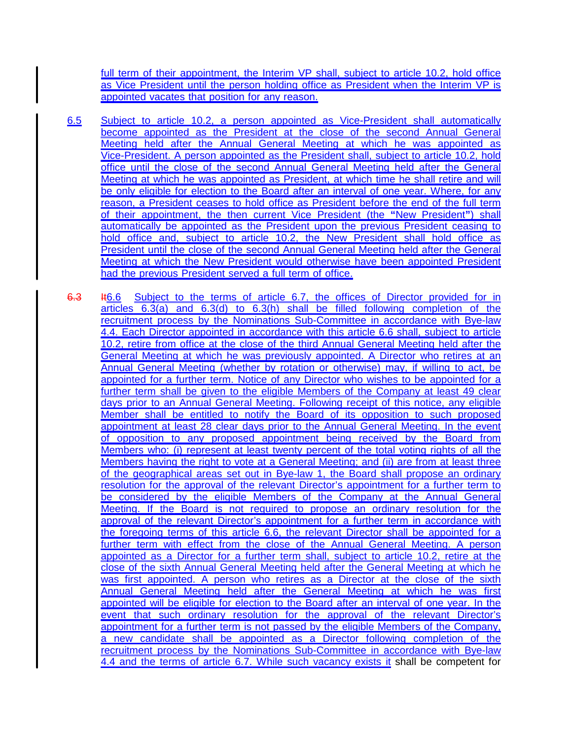full term of their appointment, the Interim VP shall, subject to article 10.2, hold office as Vice President until the person holding office as President when the Interim VP is appointed vacates that position for any reason.

6.5 Subject to article 10.2, a person appointed as Vice-President shall automatically become appointed as the President at the close of the second Annual General Meeting held after the Annual General Meeting at which he was appointed as Vice-President. A person appointed as the President shall, subject to article 10.2, hold office until the close of the second Annual General Meeting held after the General Meeting at which he was appointed as President, at which time he shall retire and will be only eligible for election to the Board after an interval of one year. Where, for any reason, a President ceases to hold office as President before the end of the full term of their appointment, the then current Vice President (the "New President") shall automatically be appointed as the President upon the previous President ceasing to hold office and, subject to article 10.2, the New President shall hold office as President until the close of the second Annual General Meeting held after the General Meeting at which the New President would otherwise have been appointed President had the previous President served a full term of office.

~~6.3~~ ~~It~~6.6 Subject to the terms of article 6.7, the offices of Director provided for in articles 6.3(a) and 6.3(d) to 6.3(h) shall be filled following completion of the recruitment process by the Nominations Sub-Committee in accordance with Bye-law 4.4. Each Director appointed in accordance with this article 6.6 shall, subject to article 10.2, retire from office at the close of the third Annual General Meeting held after the General Meeting at which he was previously appointed. A Director who retires at an Annual General Meeting (whether by rotation or otherwise) may, if willing to act, be appointed for a further term. Notice of any Director who wishes to be appointed for a further term shall be given to the eligible Members of the Company at least 49 clear days prior to an Annual General Meeting. Following receipt of this notice, any eligible Member shall be entitled to notify the Board of its opposition to such proposed appointment at least 28 clear days prior to the Annual General Meeting. In the event of opposition to any proposed appointment being received by the Board from Members who: (i) represent at least twenty percent of the total voting rights of all the Members having the right to vote at a General Meeting; and (ii) are from at least three of the geographical areas set out in Bye-law 1, the Board shall propose an ordinary resolution for the approval of the relevant Director's appointment for a further term to be considered by the eligible Members of the Company at the Annual General Meeting. If the Board is not required to propose an ordinary resolution for the approval of the relevant Director's appointment for a further term in accordance with the foregoing terms of this article 6.6, the relevant Director shall be appointed for a further term with effect from the close of the Annual General Meeting. A person appointed as a Director for a further term shall, subject to article 10.2, retire at the close of the sixth Annual General Meeting held after the General Meeting at which he was first appointed. A person who retires as a Director at the close of the sixth Annual General Meeting held after the General Meeting at which he was first appointed will be eligible for election to the Board after an interval of one year. In the event that such ordinary resolution for the approval of the relevant Director's appointment for a further term is not passed by the eligible Members of the Company, a new candidate shall be appointed as a Director following completion of the recruitment process by the Nominations Sub-Committee in accordance with Bye-law 4.4 and the terms of article 6.7. While such vacancy exists it shall be competent for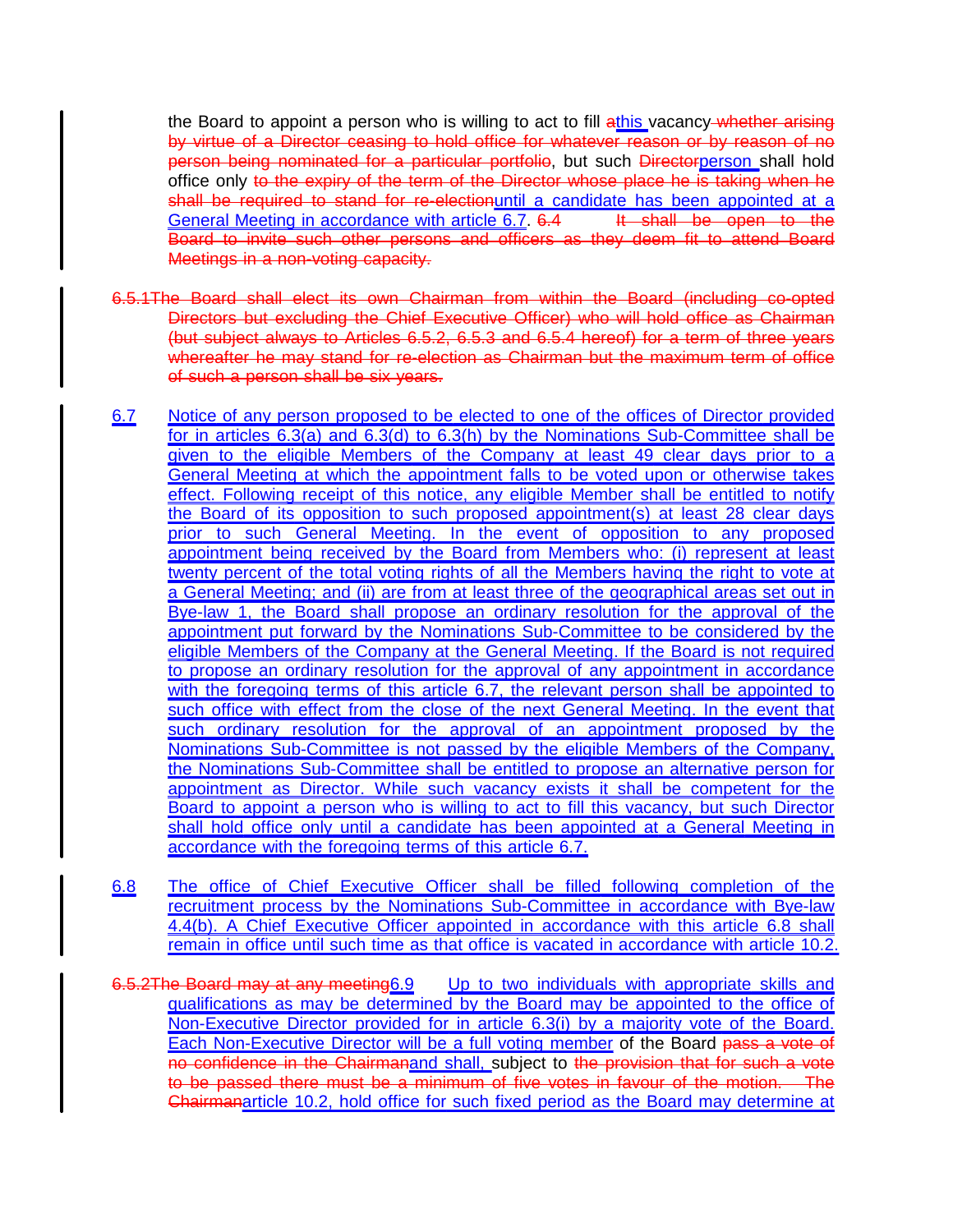the Board to appoint a person who is willing to act to fill ~~a~~this vacancy ~~whether arising by virtue of a Director ceasing to hold office for whatever reason or by reason of no person being nominated for a particular portfolio~~, but such ~~Director~~person shall hold office only ~~to the expiry of the term of the Director whose place he is taking when he shall be required to stand for re-election~~until a candidate has been appointed at a General Meeting in accordance with article 6.7. ~~6.4 It shall be open to the Board to invite such other persons and officers as they deem fit to attend Board Meetings in a non-voting capacity.~~

~~6.5.1The Board shall elect its own Chairman from within the Board (including co-opted Directors but excluding the Chief Executive Officer) who will hold office as Chairman (but subject always to Articles 6.5.2, 6.5.3 and 6.5.4 hereof) for a term of three years whereafter he may stand for re-election as Chairman but the maximum term of office of such a person shall be six years.~~

6.7 Notice of any person proposed to be elected to one of the offices of Director provided for in articles 6.3(a) and 6.3(d) to 6.3(h) by the Nominations Sub-Committee shall be given to the eligible Members of the Company at least 49 clear days prior to a General Meeting at which the appointment falls to be voted upon or otherwise takes effect. Following receipt of this notice, any eligible Member shall be entitled to notify the Board of its opposition to such proposed appointment(s) at least 28 clear days prior to such General Meeting. In the event of opposition to any proposed appointment being received by the Board from Members who: (i) represent at least twenty percent of the total voting rights of all the Members having the right to vote at a General Meeting; and (ii) are from at least three of the geographical areas set out in Bye-law 1, the Board shall propose an ordinary resolution for the approval of the appointment put forward by the Nominations Sub-Committee to be considered by the eligible Members of the Company at the General Meeting. If the Board is not required to propose an ordinary resolution for the approval of any appointment in accordance with the foregoing terms of this article 6.7, the relevant person shall be appointed to such office with effect from the close of the next General Meeting. In the event that such ordinary resolution for the approval of an appointment proposed by the Nominations Sub-Committee is not passed by the eligible Members of the Company, the Nominations Sub-Committee shall be entitled to propose an alternative person for appointment as Director. While such vacancy exists it shall be competent for the Board to appoint a person who is willing to act to fill this vacancy, but such Director shall hold office only until a candidate has been appointed at a General Meeting in accordance with the foregoing terms of this article 6.7.

6.8 The office of Chief Executive Officer shall be filled following completion of the recruitment process by the Nominations Sub-Committee in accordance with Bye-law 4.4(b). A Chief Executive Officer appointed in accordance with this article 6.8 shall remain in office until such time as that office is vacated in accordance with article 10.2.

~~6.5.2The Board may at any meeting~~6.9 Up to two individuals with appropriate skills and qualifications as may be determined by the Board may be appointed to the office of Non-Executive Director provided for in article 6.3(i) by a majority vote of the Board. Each Non-Executive Director will be a full voting member of the Board ~~pass a vote of no confidence in the Chairman~~and shall, subject to ~~the provision that for such a vote to be passed there must be a minimum of five votes in favour of the motion. The Chairman~~article 10.2, hold office for such fixed period as the Board may determine at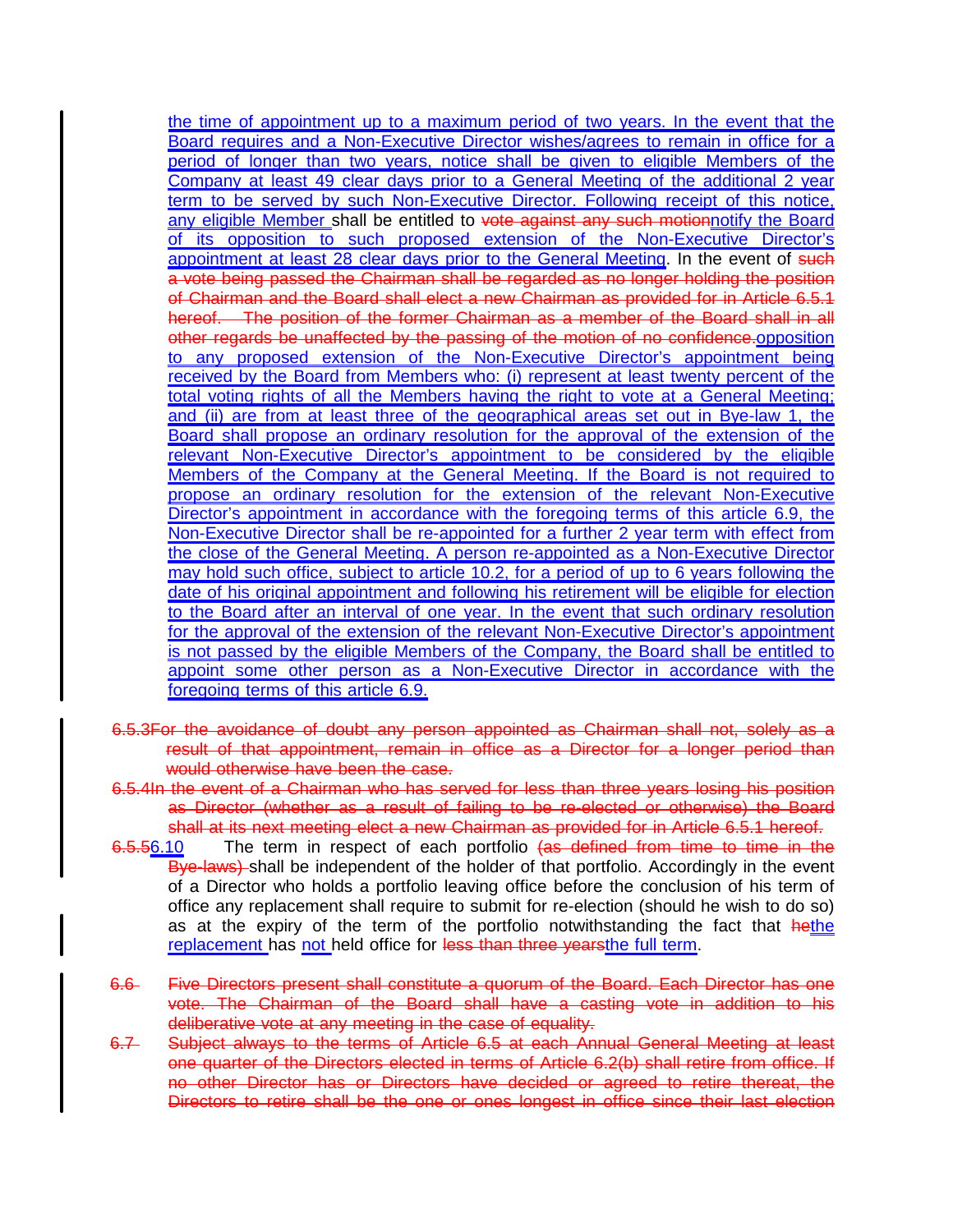the time of appointment up to a maximum period of two years. In the event that the Board requires and a Non-Executive Director wishes/agrees to remain in office for a period of longer than two years, notice shall be given to eligible Members of the Company at least 49 clear days prior to a General Meeting of the additional 2 year term to be served by such Non-Executive Director. Following receipt of this notice, any eligible Member shall be entitled to ~~vote against any such motion~~notify the Board of its opposition to such proposed extension of the Non-Executive Director's appointment at least 28 clear days prior to the General Meeting. In the event of ~~such a vote being passed the Chairman shall be regarded as no longer holding the position of Chairman and the Board shall elect a new Chairman as provided for in Article 6.5.1 hereof. The position of the former Chairman as a member of the Board shall in all other regards be unaffected by the passing of the motion of no confidence.~~opposition to any proposed extension of the Non-Executive Director's appointment being received by the Board from Members who: (i) represent at least twenty percent of the total voting rights of all the Members having the right to vote at a General Meeting; and (ii) are from at least three of the geographical areas set out in Bye-law 1, the Board shall propose an ordinary resolution for the approval of the extension of the relevant Non-Executive Director's appointment to be considered by the eligible Members of the Company at the General Meeting. If the Board is not required to propose an ordinary resolution for the extension of the relevant Non-Executive Director's appointment in accordance with the foregoing terms of this article 6.9, the Non-Executive Director shall be re-appointed for a further 2 year term with effect from the close of the General Meeting. A person re-appointed as a Non-Executive Director may hold such office, subject to article 10.2, for a period of up to 6 years following the date of his original appointment and following his retirement will be eligible for election to the Board after an interval of one year. In the event that such ordinary resolution for the approval of the extension of the relevant Non-Executive Director's appointment is not passed by the eligible Members of the Company, the Board shall be entitled to appoint some other person as a Non-Executive Director in accordance with the foregoing terms of this article 6.9.

~~6.5.3 For the avoidance of doubt any person appointed as Chairman shall not, solely as a result of that appointment, remain in office as a Director for a longer period than would otherwise have been the case.~~

~~6.5.4 In the event of a Chairman who has served for less than three years losing his position as Director (whether as a result of failing to be re-elected or otherwise) the Board shall at its next meeting elect a new Chairman as provided for in Article 6.5.1 hereof.~~

~~6.5.5~~6.10 The term in respect of each portfolio ~~(as defined from time to time in the Bye-laws)~~ shall be independent of the holder of that portfolio. Accordingly in the event of a Director who holds a portfolio leaving office before the conclusion of his term of office any replacement shall require to submit for re-election (should he wish to do so) as at the expiry of the term of the portfolio notwithstanding the fact that ~~he~~the replacement has not held office for ~~less than three years~~the full term.

~~6.6 Five Directors present shall constitute a quorum of the Board. Each Director has one vote. The Chairman of the Board shall have a casting vote in addition to his deliberative vote at any meeting in the case of equality.~~

~~6.7 Subject always to the terms of Article 6.5 at each Annual General Meeting at least one quarter of the Directors elected in terms of Article 6.2(b) shall retire from office. If no other Director has or Directors have decided or agreed to retire thereat, the Directors to retire shall be the one or ones longest in office since their last election~~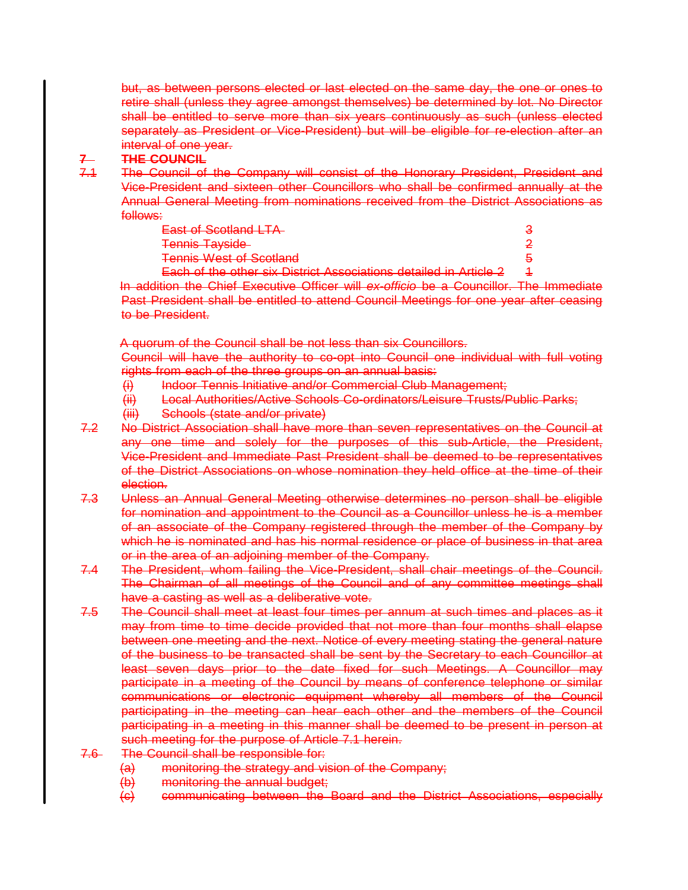but, as between persons elected or last elected on the same day, the one or ones to retire shall (unless they agree amongst themselves) be determined by lot. No Director shall be entitled to serve more than six years continuously as such (unless elected separately as President or Vice-President) but will be eligible for re-election after an interval of one year.

**7 THE COUNCIL**

7.1 The Council of the Company will consist of the Honorary President, President and Vice-President and sixteen other Councillors who shall be confirmed annually at the Annual General Meeting from nominations received from the District Associations as follows:

| | |
|---|---|
| East of Scotland LTA | 3 |
| Tennis Tayside | 2 |
| Tennis West of Scotland | 5 |
| Each of the other six District Associations detailed in Article 2 | 1 |

In addition the Chief Executive Officer will *ex-officio* be a Councillor. The Immediate Past President shall be entitled to attend Council Meetings for one year after ceasing to be President.

A quorum of the Council shall be not less than six Councillors.

Council will have the authority to co-opt into Council one individual with full voting rights from each of the three groups on an annual basis:

(i) Indoor Tennis Initiative and/or Commercial Club Management;

(ii) Local Authorities/Active Schools Co-ordinators/Leisure Trusts/Public Parks;

(iii) Schools (state and/or private)

7.2 No District Association shall have more than seven representatives on the Council at any one time and solely for the purposes of this sub-Article, the President, Vice-President and Immediate Past President shall be deemed to be representatives of the District Associations on whose nomination they held office at the time of their election.

7.3 Unless an Annual General Meeting otherwise determines no person shall be eligible for nomination and appointment to the Council as a Councillor unless he is a member of an associate of the Company registered through the member of the Company by which he is nominated and has his normal residence or place of business in that area or in the area of an adjoining member of the Company.

7.4 The President, whom failing the Vice-President, shall chair meetings of the Council. The Chairman of all meetings of the Council and of any committee meetings shall have a casting as well as a deliberative vote.

7.5 The Council shall meet at least four times per annum at such times and places as it may from time to time decide provided that not more than four months shall elapse between one meeting and the next. Notice of every meeting stating the general nature of the business to be transacted shall be sent by the Secretary to each Councillor at least seven days prior to the date fixed for such Meetings. A Councillor may participate in a meeting of the Council by means of conference telephone or similar communications or electronic equipment whereby all members of the Council participating in the meeting can hear each other and the members of the Council participating in a meeting in this manner shall be deemed to be present in person at such meeting for the purpose of Article 7.1 herein.

7.6 The Council shall be responsible for:

(a) monitoring the strategy and vision of the Company;

(b) monitoring the annual budget;

(c) communicating between the Board and the District Associations, especially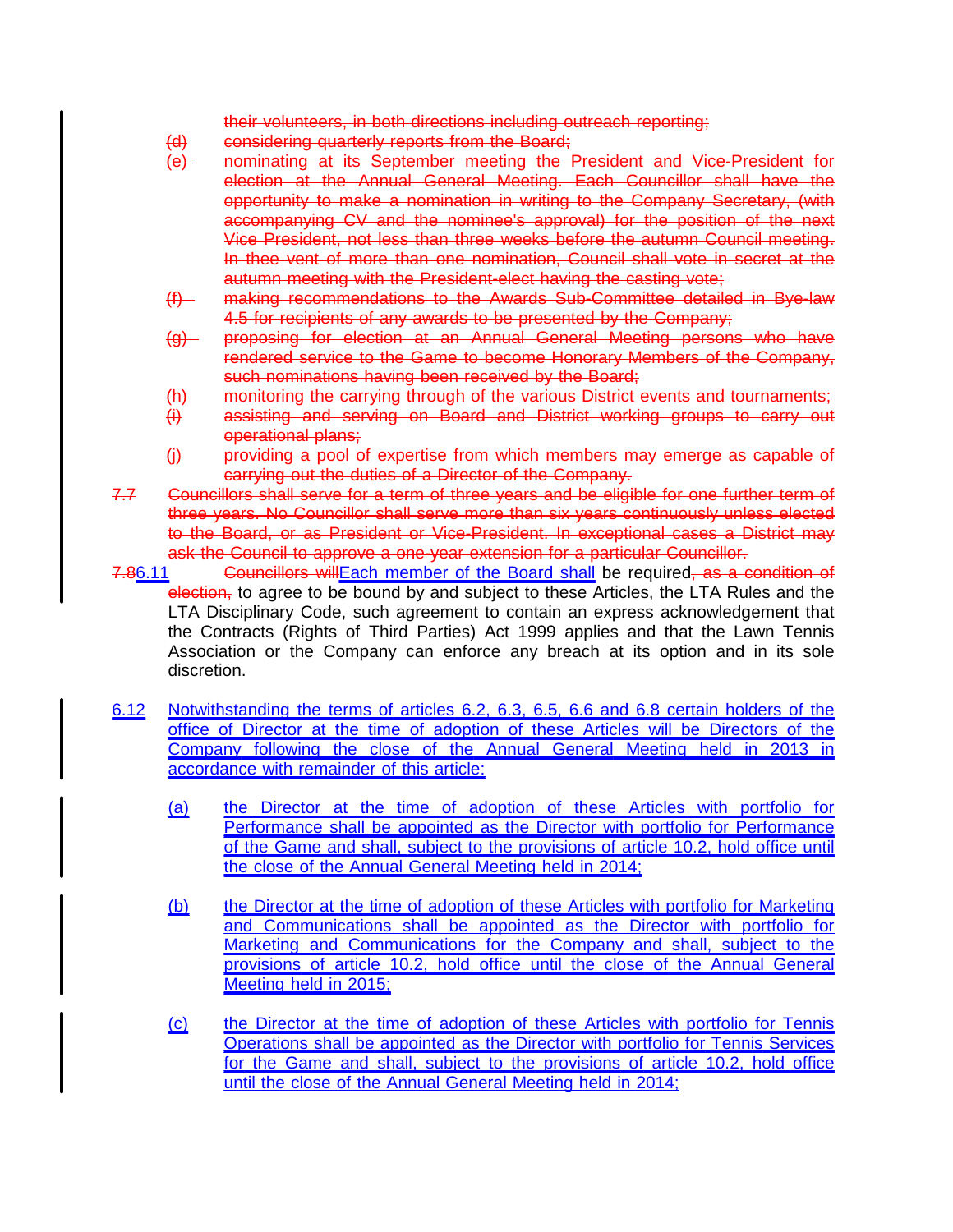~~their volunteers, in both directions including outreach reporting;~~

~~(d) considering quarterly reports from the Board;~~

~~(e) nominating at its September meeting the President and Vice-President for election at the Annual General Meeting. Each Councillor shall have the opportunity to make a nomination in writing to the Company Secretary, (with accompanying CV and the nominee's approval) for the position of the next Vice President, not less than three weeks before the autumn Council meeting. In thee vent of more than one nomination, Council shall vote in secret at the autumn meeting with the President-elect having the casting vote;~~

~~(f) making recommendations to the Awards Sub-Committee detailed in Bye-law 4.5 for recipients of any awards to be presented by the Company;~~

~~(g) proposing for election at an Annual General Meeting persons who have rendered service to the Game to become Honorary Members of the Company, such nominations having been received by the Board;~~

~~(h) monitoring the carrying through of the various District events and tournaments;~~

~~(i) assisting and serving on Board and District working groups to carry out operational plans;~~

~~(j) providing a pool of expertise from which members may emerge as capable of carrying out the duties of a Director of the Company.~~

~~7.7 Councillors shall serve for a term of three years and be eligible for one further term of three years. No Councillor shall serve more than six years continuously unless elected to the Board, or as President or Vice-President. In exceptional cases a District may ask the Council to approve a one-year extension for a particular Councillor.~~

~~7.8~~6.11 ~~Councillors will~~Each member of the Board shall be required~~, as a condition of election,~~ to agree to be bound by and subject to these Articles, the LTA Rules and the LTA Disciplinary Code, such agreement to contain an express acknowledgement that the Contracts (Rights of Third Parties) Act 1999 applies and that the Lawn Tennis Association or the Company can enforce any breach at its option and in its sole discretion.

6.12 Notwithstanding the terms of articles 6.2, 6.3, 6.5, 6.6 and 6.8 certain holders of the office of Director at the time of adoption of these Articles will be Directors of the Company following the close of the Annual General Meeting held in 2013 in accordance with remainder of this article:

(a) the Director at the time of adoption of these Articles with portfolio for Performance shall be appointed as the Director with portfolio for Performance of the Game and shall, subject to the provisions of article 10.2, hold office until the close of the Annual General Meeting held in 2014;

(b) the Director at the time of adoption of these Articles with portfolio for Marketing and Communications shall be appointed as the Director with portfolio for Marketing and Communications for the Company and shall, subject to the provisions of article 10.2, hold office until the close of the Annual General Meeting held in 2015;

(c) the Director at the time of adoption of these Articles with portfolio for Tennis Operations shall be appointed as the Director with portfolio for Tennis Services for the Game and shall, subject to the provisions of article 10.2, hold office until the close of the Annual General Meeting held in 2014;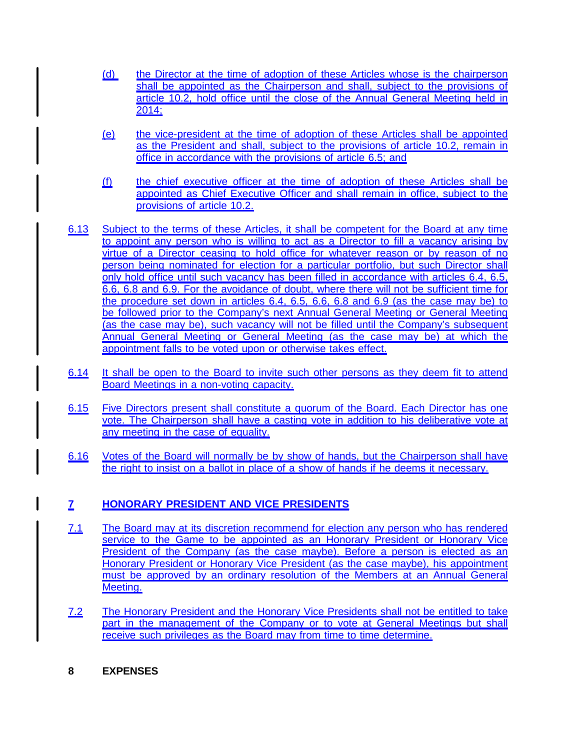(d) the Director at the time of adoption of these Articles whose is the chairperson shall be appointed as the Chairperson and shall, subject to the provisions of article 10.2, hold office until the close of the Annual General Meeting held in 2014;

(e) the vice-president at the time of adoption of these Articles shall be appointed as the President and shall, subject to the provisions of article 10.2, remain in office in accordance with the provisions of article 6.5; and

(f) the chief executive officer at the time of adoption of these Articles shall be appointed as Chief Executive Officer and shall remain in office, subject to the provisions of article 10.2.

6.13 Subject to the terms of these Articles, it shall be competent for the Board at any time to appoint any person who is willing to act as a Director to fill a vacancy arising by virtue of a Director ceasing to hold office for whatever reason or by reason of no person being nominated for election for a particular portfolio, but such Director shall only hold office until such vacancy has been filled in accordance with articles 6.4, 6.5, 6.6, 6.8 and 6.9. For the avoidance of doubt, where there will not be sufficient time for the procedure set down in articles 6.4, 6.5, 6.6, 6.8 and 6.9 (as the case may be) to be followed prior to the Company's next Annual General Meeting or General Meeting (as the case may be), such vacancy will not be filled until the Company's subsequent Annual General Meeting or General Meeting (as the case may be) at which the appointment falls to be voted upon or otherwise takes effect.

6.14 It shall be open to the Board to invite such other persons as they deem fit to attend Board Meetings in a non-voting capacity.

6.15 Five Directors present shall constitute a quorum of the Board. Each Director has one vote. The Chairperson shall have a casting vote in addition to his deliberative vote at any meeting in the case of equality.

6.16 Votes of the Board will normally be by show of hands, but the Chairperson shall have the right to insist on a ballot in place of a show of hands if he deems it necessary.

## 7 HONORARY PRESIDENT AND VICE PRESIDENTS

7.1 The Board may at its discretion recommend for election any person who has rendered service to the Game to be appointed as an Honorary President or Honorary Vice President of the Company (as the case maybe). Before a person is elected as an Honorary President or Honorary Vice President (as the case maybe), his appointment must be approved by an ordinary resolution of the Members at an Annual General Meeting.

7.2 The Honorary President and the Honorary Vice Presidents shall not be entitled to take part in the management of the Company or to vote at General Meetings but shall receive such privileges as the Board may from time to time determine.

## 8 EXPENSES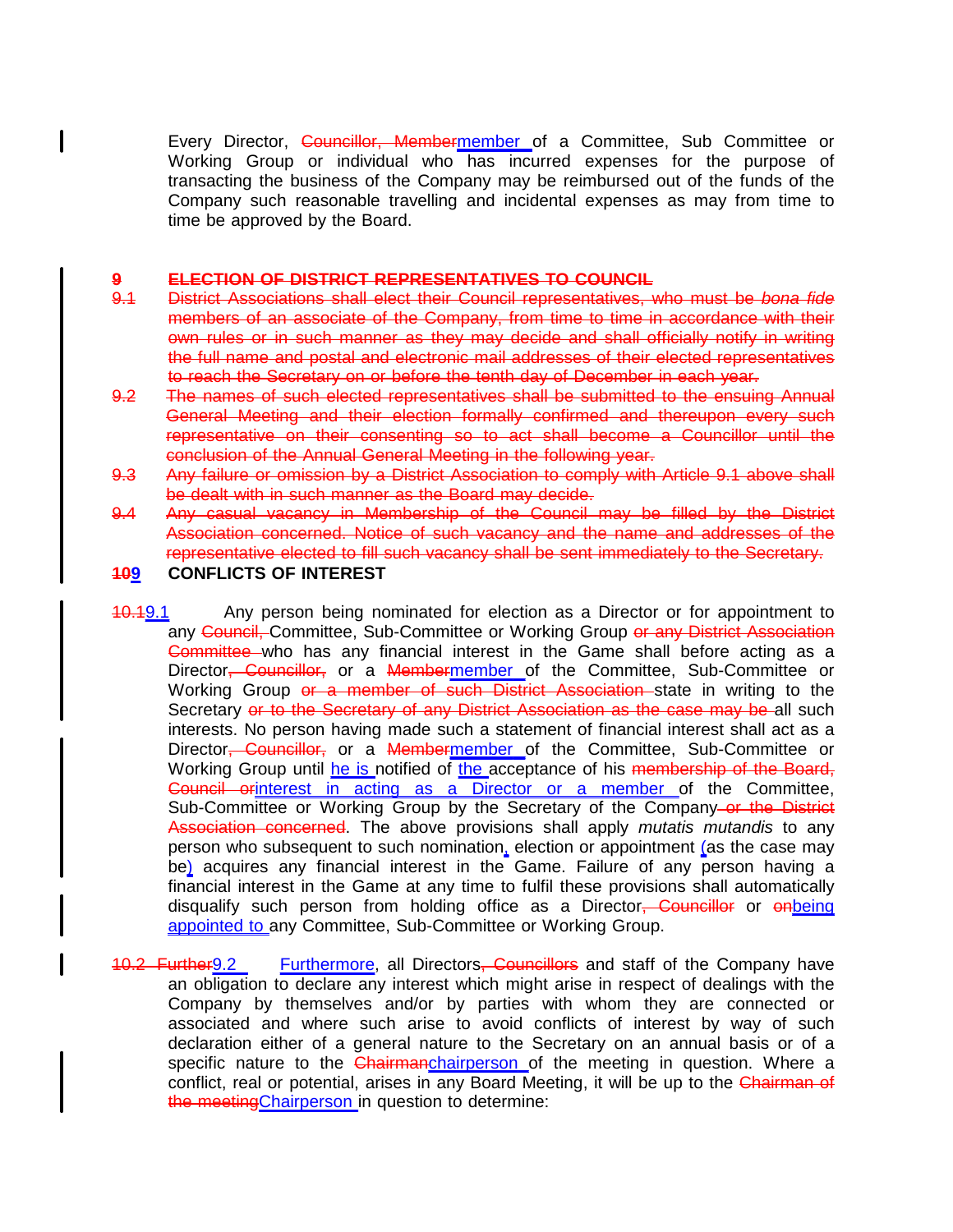Every Director, ~~Councillor, Member~~member of a Committee, Sub Committee or Working Group or individual who has incurred expenses for the purpose of transacting the business of the Company may be reimbursed out of the funds of the Company such reasonable travelling and incidental expenses as may from time to time be approved by the Board.

~~**9 ELECTION OF DISTRICT REPRESENTATIVES TO COUNCIL**~~

~~9.1 District Associations shall elect their Council representatives, who must be *bona fide* members of an associate of the Company, from time to time in accordance with their own rules or in such manner as they may decide and shall officially notify in writing the full name and postal and electronic mail addresses of their elected representatives to reach the Secretary on or before the tenth day of December in each year.~~

~~9.2 The names of such elected representatives shall be submitted to the ensuing Annual General Meeting and their election formally confirmed and thereupon every such representative on their consenting so to act shall become a Councillor until the conclusion of the Annual General Meeting in the following year.~~

~~9.3 Any failure or omission by a District Association to comply with Article 9.1 above shall be dealt with in such manner as the Board may decide.~~

~~9.4 Any casual vacancy in Membership of the Council may be filled by the District Association concerned. Notice of such vacancy and the name and addresses of the representative elected to fill such vacancy shall be sent immediately to the Secretary.~~

**~~10~~9 CONFLICTS OF INTEREST**

~~10.1~~9.1 Any person being nominated for election as a Director or for appointment to any ~~Council,~~ Committee, Sub-Committee or Working Group ~~or any District Association Committee~~ who has any financial interest in the Game shall before acting as a Director~~, Councillor,~~ or a ~~Member~~member of the Committee, Sub-Committee or Working Group ~~or a member of such District Association~~ state in writing to the Secretary ~~or to the Secretary of any District Association as the case may be~~ all such interests. No person having made such a statement of financial interest shall act as a Director~~, Councillor,~~ or a ~~Member~~member of the Committee, Sub-Committee or Working Group until he is notified of the acceptance of his ~~membership of the Board, Council or~~interest in acting as a Director or a member of the Committee, Sub-Committee or Working Group by the Company ~~or the District Association concerned~~. The above provisions shall apply *mutatis mutandis* to any person who subsequent to such nomination, election or appointment (as the case may be) acquires any financial interest in the Game. Failure of any person having a financial interest in the Game at any time to fulfil these provisions shall automatically disqualify such person from holding office as a Director~~, Councillor~~ or ~~on~~being appointed to any Committee, Sub-Committee or Working Group.

~~10.2 Further~~9.2 Furthermore, all Directors~~, Councillors~~ and staff of the Company have an obligation to declare any interest which might arise in respect of dealings with the Company by themselves and/or by parties with whom they are connected or associated and where such arise to avoid conflicts of interest by way of such declaration either of a general nature to the Secretary on an annual basis or of a specific nature to the ~~Chairman~~chairperson of the meeting in question. Where a conflict, real or potential, arises in any Board Meeting, it will be up to the ~~Chairman of the meeting~~Chairperson in question to determine: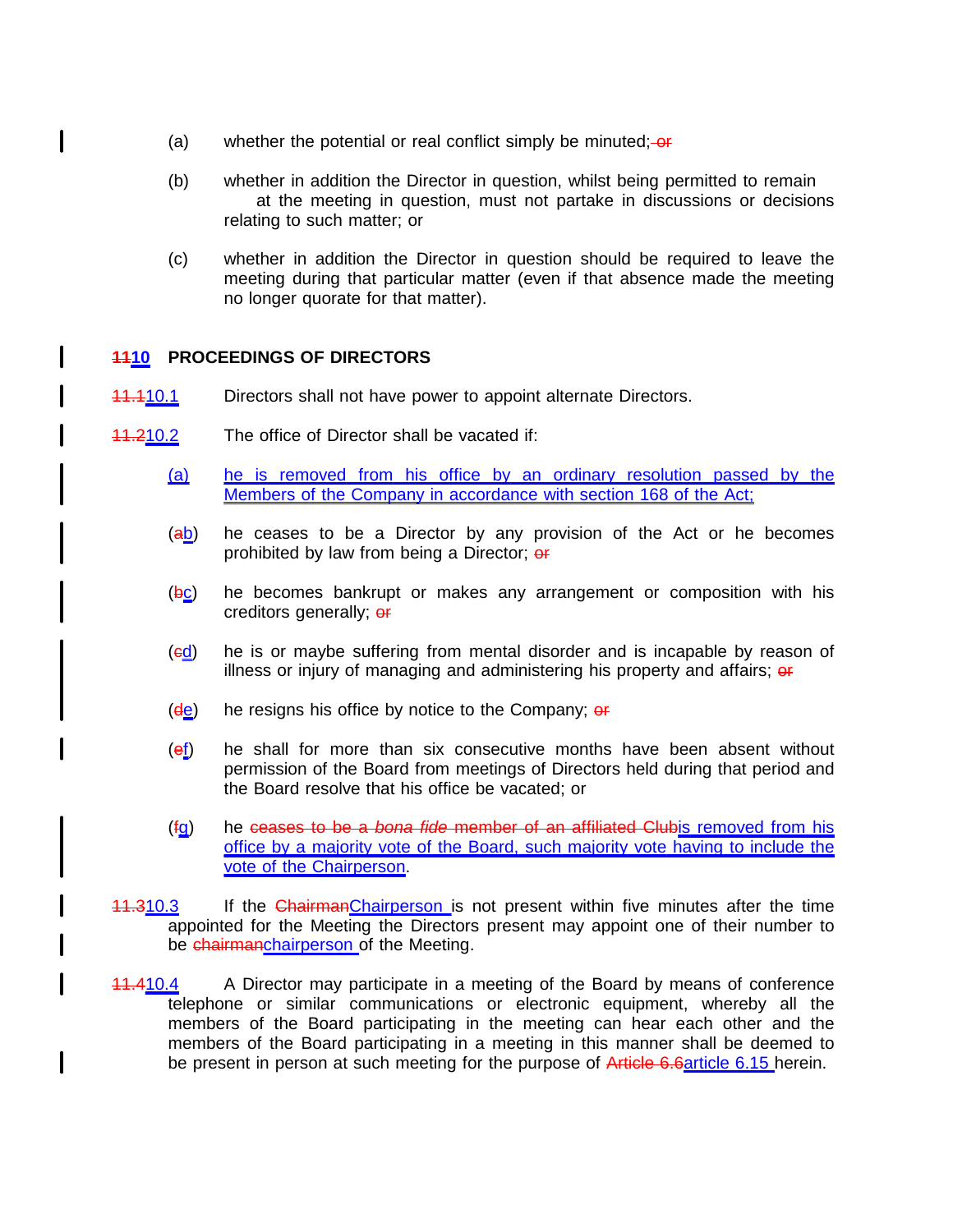(a) whether the potential or real conflict simply be minuted; ~~or~~

(b) whether in addition the Director in question, whilst being permitted to remain at the meeting in question, must not partake in discussions or decisions relating to such matter; or

(c) whether in addition the Director in question should be required to leave the meeting during that particular matter (even if that absence made the meeting no longer quorate for that matter).

## ~~11~~10 PROCEEDINGS OF DIRECTORS

~~11.1~~10.1 Directors shall not have power to appoint alternate Directors.

~~11.2~~10.2 The office of Director shall be vacated if:

(a) he is removed from his office by an ordinary resolution passed by the Members of the Company in accordance with section 168 of the Act;

(~~a~~b) he ceases to be a Director by any provision of the Act or he becomes prohibited by law from being a Director; ~~or~~

(~~b~~c) he becomes bankrupt or makes any arrangement or composition with his creditors generally; ~~or~~

(~~c~~d) he is or maybe suffering from mental disorder and is incapable by reason of illness or injury of managing and administering his property and affairs; ~~or~~

(~~d~~e) he resigns his office by notice to the Company; ~~or~~

(~~e~~f) he shall for more than six consecutive months have been absent without permission of the Board from meetings of Directors held during that period and the Board resolve that his office be vacated; or

(~~f~~g) he ~~ceases to be a *bona fide* member of an affiliated Club~~is removed from his office by a majority vote of the Board, such majority vote having to include the vote of the Chairperson.

~~11.3~~10.3 If the ~~Chairman~~Chairperson is not present within five minutes after the time appointed for the Meeting the Directors present may appoint one of their number to be ~~chairman~~chairperson of the Meeting.

~~11.4~~10.4 A Director may participate in a meeting of the Board by means of conference telephone or similar communications or electronic equipment, whereby all the members of the Board participating in the meeting can hear each other and the members of the Board participating in a meeting in this manner shall be deemed to be present in person at such meeting for the purpose of ~~Article 6.6~~article 6.15 herein.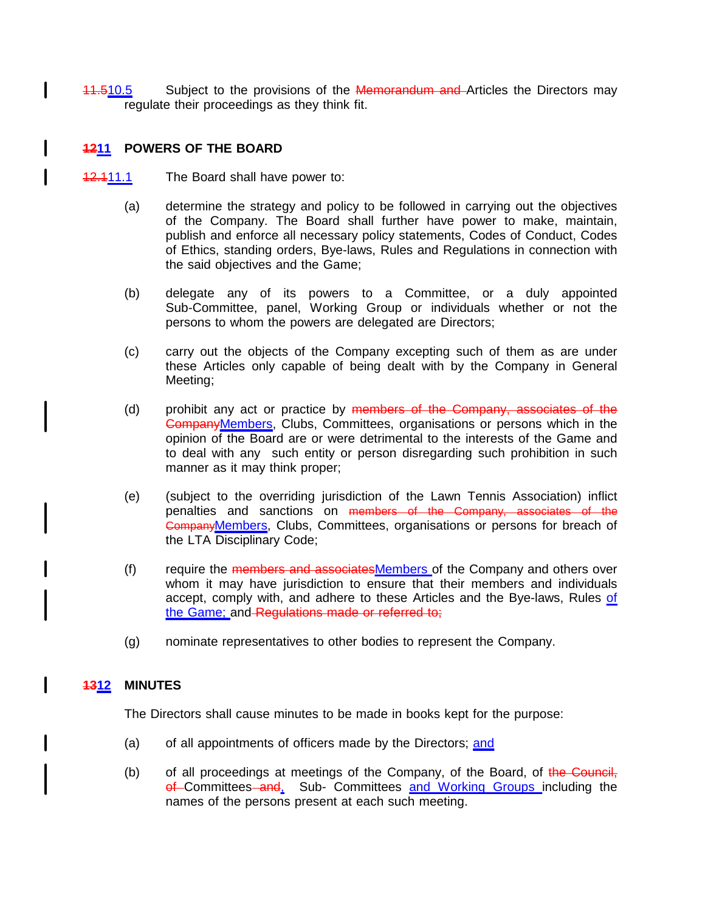~~11.5~~<u>10.5</u> Subject to the provisions of the ~~Memorandum and~~ Articles the Directors may regulate their proceedings as they think fit.

## ~~12~~<u>11</u> POWERS OF THE BOARD

~~12.1~~<u>11.1</u> The Board shall have power to:

(a) determine the strategy and policy to be followed in carrying out the objectives of the Company. The Board shall further have power to make, maintain, publish and enforce all necessary policy statements, Codes of Conduct, Codes of Ethics, standing orders, Bye-laws, Rules and Regulations in connection with the said objectives and the Game;

(b) delegate any of its powers to a Committee, or a duly appointed Sub-Committee, panel, Working Group or individuals whether or not the persons to whom the powers are delegated are Directors;

(c) carry out the objects of the Company excepting such of them as are under these Articles only capable of being dealt with by the Company in General Meeting;

(d) prohibit any act or practice by ~~members of the Company, associates of the Company~~<u>Members</u>, Clubs, Committees, organisations or persons which in the opinion of the Board are or were detrimental to the interests of the Game and to deal with any such entity or person disregarding such prohibition in such manner as it may think proper;

(e) (subject to the overriding jurisdiction of the Lawn Tennis Association) inflict penalties and sanctions on ~~members of the Company, associates of the Company~~<u>Members</u>, Clubs, Committees, organisations or persons for breach of the LTA Disciplinary Code;

(f) require the ~~members and associates~~<u>Members</u> of the Company and others over whom it may have jurisdiction to ensure that their members and individuals accept, comply with, and adhere to these Articles and the Bye-laws, Rules <u>of the Game;</u> and ~~Regulations made or referred to;~~

(g) nominate representatives to other bodies to represent the Company.

## ~~13~~<u>12</u> MINUTES

The Directors shall cause minutes to be made in books kept for the purpose:

(a) of all appointments of officers made by the Directors; <u>and</u>

(b) of all proceedings at meetings of the Company, of the Board, of ~~the Council, of~~ Committees~~ and~~<u>,</u> Sub- Committees <u>and Working Groups</u> including the names of the persons present at each such meeting.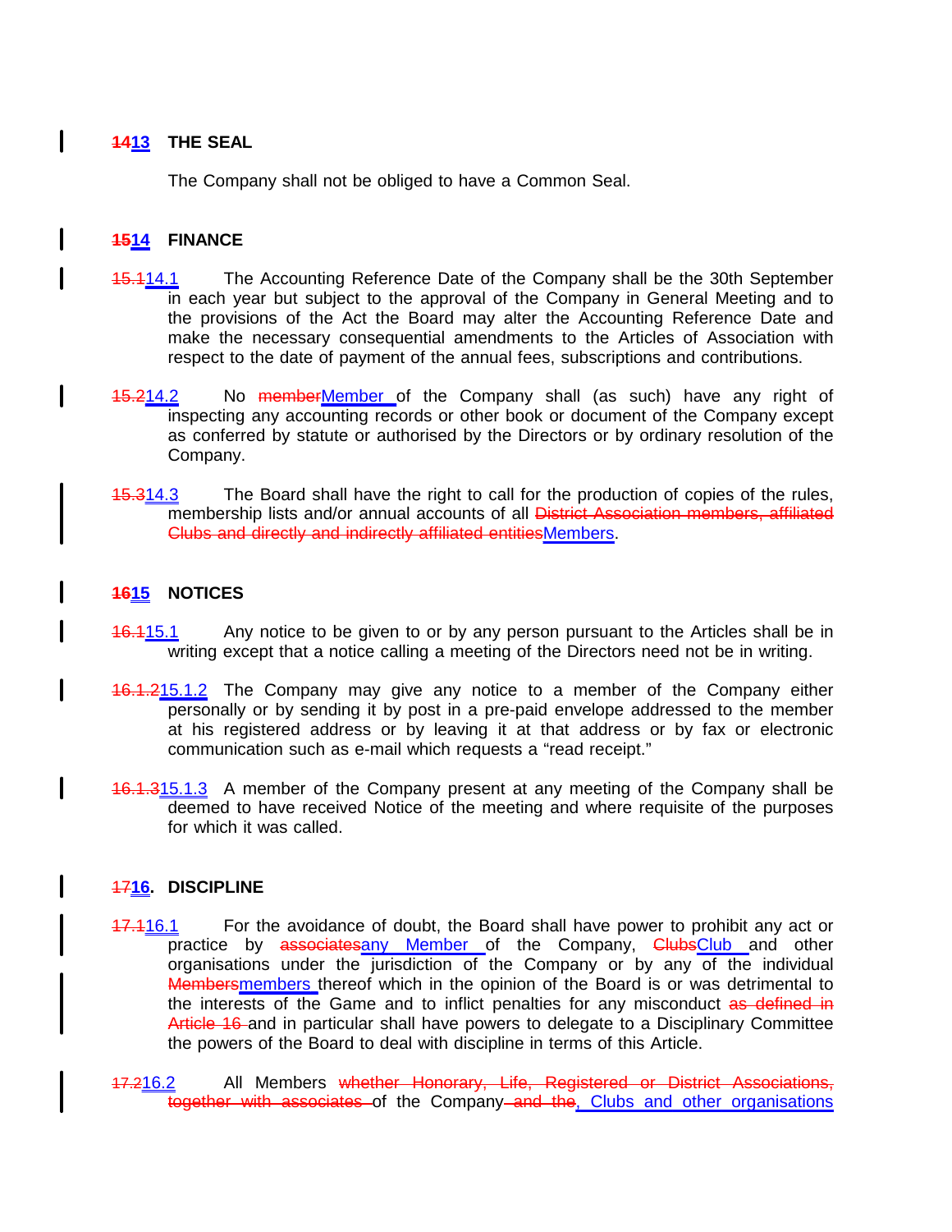## ~~14~~13 THE SEAL

The Company shall not be obliged to have a Common Seal.

## ~~15~~14 FINANCE

~~15.1~~14.1 The Accounting Reference Date of the Company shall be the 30th September in each year but subject to the approval of the Company in General Meeting and to the provisions of the Act the Board may alter the Accounting Reference Date and make the necessary consequential amendments to the Articles of Association with respect to the date of payment of the annual fees, subscriptions and contributions.

~~15.2~~14.2 No ~~member~~Member of the Company shall (as such) have any right of inspecting any accounting records or other book or document of the Company except as conferred by statute or authorised by the Directors or by ordinary resolution of the Company.

~~15.3~~14.3 The Board shall have the right to call for the production of copies of the rules, membership lists and/or annual accounts of all ~~District Association members, affiliated Clubs and directly and indirectly affiliated entities~~Members.

## ~~16~~15 NOTICES

~~16.1~~15.1 Any notice to be given to or by any person pursuant to the Articles shall be in writing except that a notice calling a meeting of the Directors need not be in writing.

~~16.1.2~~15.1.2 The Company may give any notice to a member of the Company either personally or by sending it by post in a pre-paid envelope addressed to the member at his registered address or by leaving it at that address or by fax or electronic communication such as e-mail which requests a "read receipt."

~~16.1.3~~15.1.3 A member of the Company present at any meeting of the Company shall be deemed to have received Notice of the meeting and where requisite of the purposes for which it was called.

## ~~17~~16. DISCIPLINE

~~17.1~~16.1 For the avoidance of doubt, the Board shall have power to prohibit any act or practice by ~~associates~~any Member of the Company, ~~Clubs~~Club and other organisations under the jurisdiction of the Company or by any of the individual ~~Members~~members thereof which in the opinion of the Board is or was detrimental to the interests of the Game and to inflict penalties for any misconduct ~~as defined in Article 16~~ and in particular shall have powers to delegate to a Disciplinary Committee the powers of the Board to deal with discipline in terms of this Article.

~~17.2~~16.2 All Members ~~whether Honorary, Life, Registered or District Associations, together with associates~~ of the Company ~~and the~~, Clubs and other organisations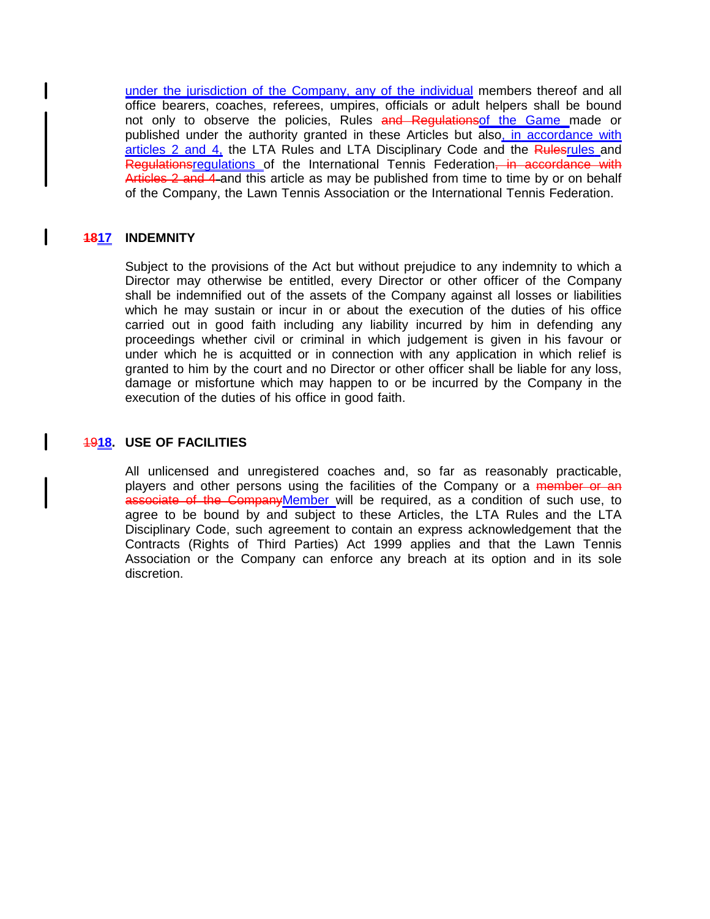under the jurisdiction of the Company, any of the individual members thereof and all office bearers, coaches, referees, umpires, officials or adult helpers shall be bound not only to observe the policies, Rules ~~and Regulations~~of the Game made or published under the authority granted in these Articles but also, in accordance with articles 2 and 4, the LTA Rules and LTA Disciplinary Code and the ~~Rules~~rules and ~~Regulations~~regulations of the International Tennis Federation~~, in accordance with Articles 2 and 4~~ and this article as may be published from time to time by or on behalf of the Company, the Lawn Tennis Association or the International Tennis Federation.

## ~~18~~17 INDEMNITY

Subject to the provisions of the Act but without prejudice to any indemnity to which a Director may otherwise be entitled, every Director or other officer of the Company shall be indemnified out of the assets of the Company against all losses or liabilities which he may sustain or incur in or about the execution of the duties of his office carried out in good faith including any liability incurred by him in defending any proceedings whether civil or criminal in which judgement is given in his favour or under which he is acquitted or in connection with any application in which relief is granted to him by the court and no Director or other officer shall be liable for any loss, damage or misfortune which may happen to or be incurred by the Company in the execution of the duties of his office in good faith.

## ~~19~~18. USE OF FACILITIES

All unlicensed and unregistered coaches and, so far as reasonably practicable, players and other persons using the facilities of the Company or a ~~member or an associate of the Company~~Member will be required, as a condition of such use, to agree to be bound by and subject to these Articles, the LTA Rules and the LTA Disciplinary Code, such agreement to contain an express acknowledgement that the Contracts (Rights of Third Parties) Act 1999 applies and that the Lawn Tennis Association or the Company can enforce any breach at its option and in its sole discretion.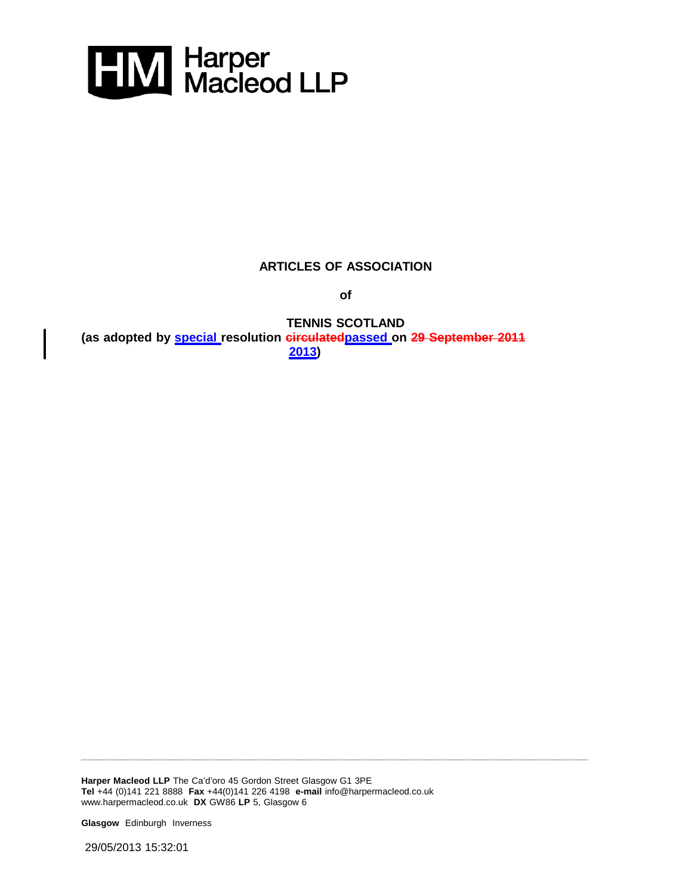**Harper Macleod LLP**

# ARTICLES OF ASSOCIATION

**of**

**TENNIS SCOTLAND**

**(as adopted by special resolution ~~circulated~~passed on ~~29 September 2011~~ 2013)**

---

**Harper Macleod LLP** The Ca'd'oro 45 Gordon Street Glasgow G1 3PE
**Tel** +44 (0)141 221 8888 **Fax** +44(0)141 226 4198 **e-mail** info@harpermacleod.co.uk
www.harpermacleod.co.uk **DX** GW86 **LP** 5, Glasgow 6

**Glasgow** Edinburgh Inverness

29/05/2013 15:32:01